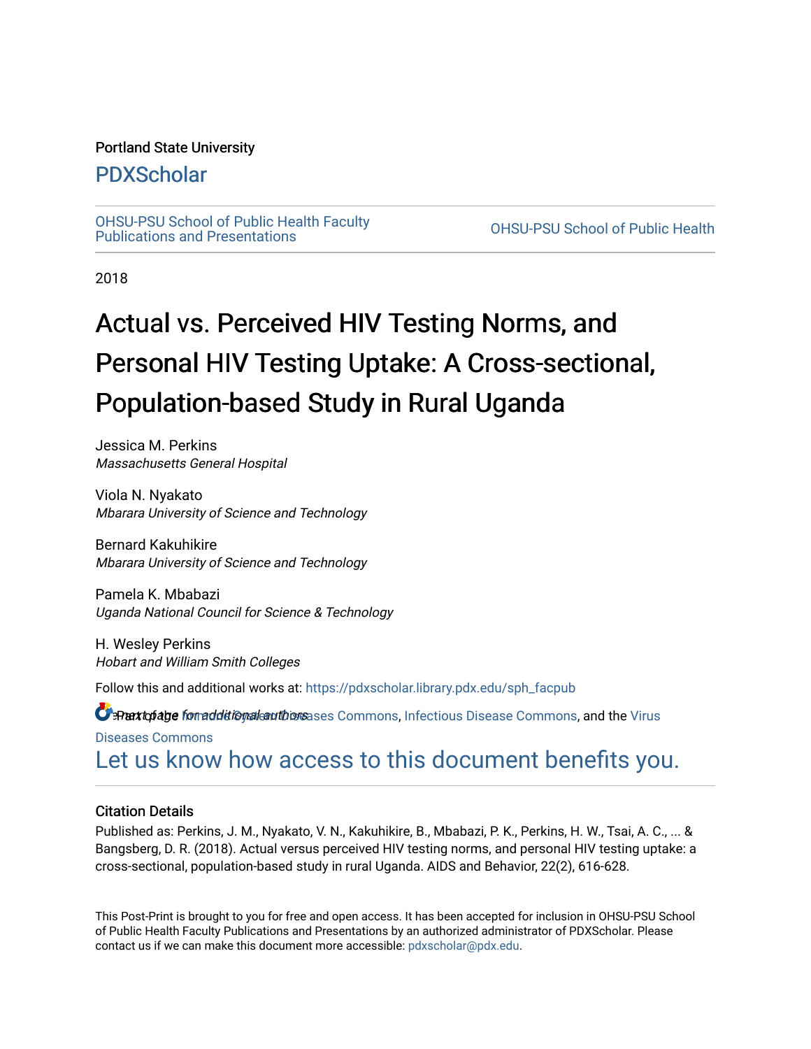Portland State University

# PDXScholar

OHSU-PSU School of Public Health Faculty Publications and Presentations

OHSU-PSU School of Public Health

2018

# Actual vs. Perceived HIV Testing Norms, and Personal HIV Testing Uptake: A Cross-sectional, Population-based Study in Rural Uganda

Jessica M. Perkins
*Massachusetts General Hospital*

Viola N. Nyakato
*Mbarara University of Science and Technology*

Bernard Kakuhikire
*Mbarara University of Science and Technology*

Pamela K. Mbabazi
*Uganda National Council for Science & Technology*

H. Wesley Perkins
*Hobart and William Smith Colleges*

Follow this and additional works at: https://pdxscholar.library.pdx.edu/sph_facpub

See next page for additional authors

Part of the Immune System Diseases Commons, Infectious Disease Commons, and the Virus Diseases Commons

Let us know how access to this document benefits you.

## Citation Details

Published as: Perkins, J. M., Nyakato, V. N., Kakuhikire, B., Mbabazi, P. K., Perkins, H. W., Tsai, A. C., ... & Bangsberg, D. R. (2018). Actual versus perceived HIV testing norms, and personal HIV testing uptake: a cross-sectional, population-based study in rural Uganda. AIDS and Behavior, 22(2), 616-628.

This Post-Print is brought to you for free and open access. It has been accepted for inclusion in OHSU-PSU School of Public Health Faculty Publications and Presentations by an authorized administrator of PDXScholar. Please contact us if we can make this document more accessible: pdxscholar@pdx.edu.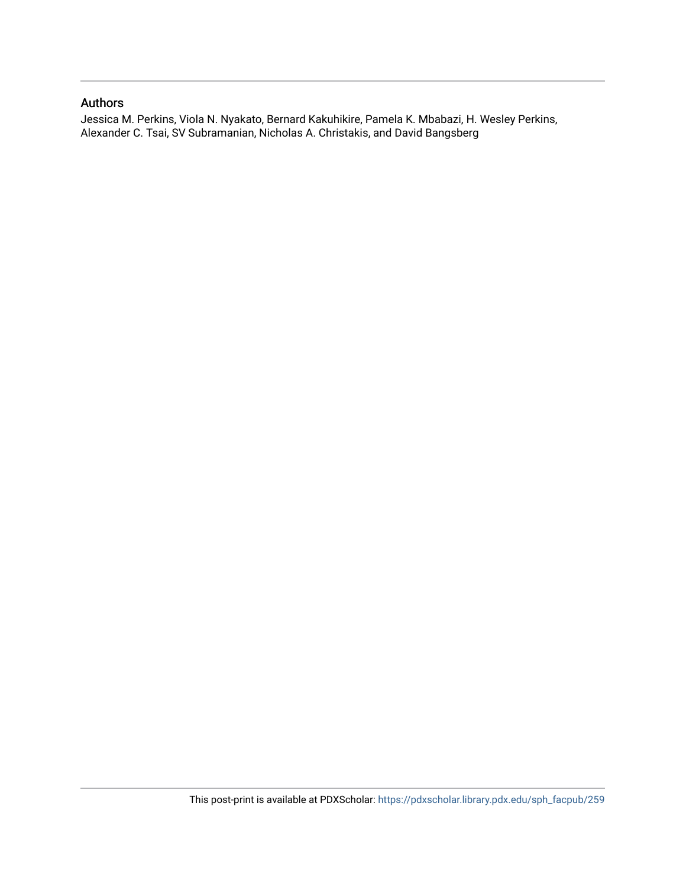## Authors

Jessica M. Perkins, Viola N. Nyakato, Bernard Kakuhikire, Pamela K. Mbabazi, H. Wesley Perkins, Alexander C. Tsai, SV Subramanian, Nicholas A. Christakis, and David Bangsberg

This post-print is available at PDXScholar: https://pdxscholar.library.pdx.edu/sph_facpub/259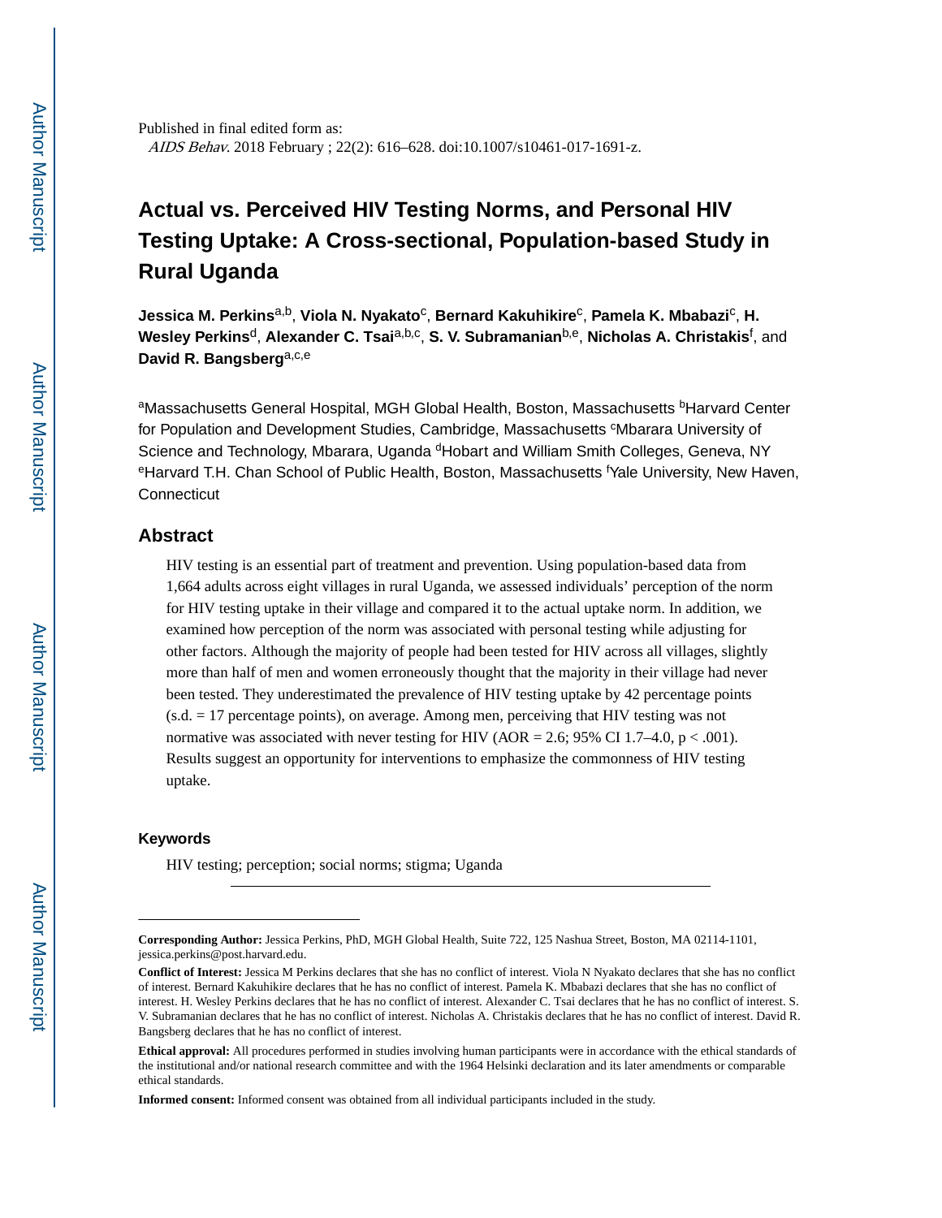Published in final edited form as:
*AIDS Behav*. 2018 February ; 22(2): 616–628. doi:10.1007/s10461-017-1691-z.

# Actual vs. Perceived HIV Testing Norms, and Personal HIV Testing Uptake: A Cross-sectional, Population-based Study in Rural Uganda

**Jessica M. Perkins**[a,b], **Viola N. Nyakato**[c], **Bernard Kakuhikire**[c], **Pamela K. Mbabazi**[c], **H. Wesley Perkins**[d], **Alexander C. Tsai**[a,b,c], **S. V. Subramanian**[b,e], **Nicholas A. Christakis**[f], and **David R. Bangsberg**[a,c,e]

[a]Massachusetts General Hospital, MGH Global Health, Boston, Massachusetts [b]Harvard Center for Population and Development Studies, Cambridge, Massachusetts [c]Mbarara University of Science and Technology, Mbarara, Uganda [d]Hobart and William Smith Colleges, Geneva, NY [e]Harvard T.H. Chan School of Public Health, Boston, Massachusetts [f]Yale University, New Haven, Connecticut

## Abstract

HIV testing is an essential part of treatment and prevention. Using population-based data from 1,664 adults across eight villages in rural Uganda, we assessed individuals' perception of the norm for HIV testing uptake in their village and compared it to the actual uptake norm. In addition, we examined how perception of the norm was associated with personal testing while adjusting for other factors. Although the majority of people had been tested for HIV across all villages, slightly more than half of men and women erroneously thought that the majority in their village had never been tested. They underestimated the prevalence of HIV testing uptake by 42 percentage points (s.d. = 17 percentage points), on average. Among men, perceiving that HIV testing was not normative was associated with never testing for HIV (AOR = 2.6; 95% CI 1.7–4.0, $p < .001$). Results suggest an opportunity for interventions to emphasize the commonness of HIV testing uptake.

### Keywords

HIV testing; perception; social norms; stigma; Uganda

---

**Corresponding Author:** Jessica Perkins, PhD, MGH Global Health, Suite 722, 125 Nashua Street, Boston, MA 02114-1101, jessica.perkins@post.harvard.edu.

**Conflict of Interest:** Jessica M Perkins declares that she has no conflict of interest. Viola N Nyakato declares that she has no conflict of interest. Bernard Kakuhikire declares that he has no conflict of interest. Pamela K. Mbabazi declares that she has no conflict of interest. H. Wesley Perkins declares that he has no conflict of interest. Alexander C. Tsai declares that he has no conflict of interest. S. V. Subramanian declares that he has no conflict of interest. Nicholas A. Christakis declares that he has no conflict of interest. David R. Bangsberg declares that he has no conflict of interest.

**Ethical approval:** All procedures performed in studies involving human participants were in accordance with the ethical standards of the institutional and/or national research committee and with the 1964 Helsinki declaration and its later amendments or comparable ethical standards.

**Informed consent:** Informed consent was obtained from all individual participants included in the study.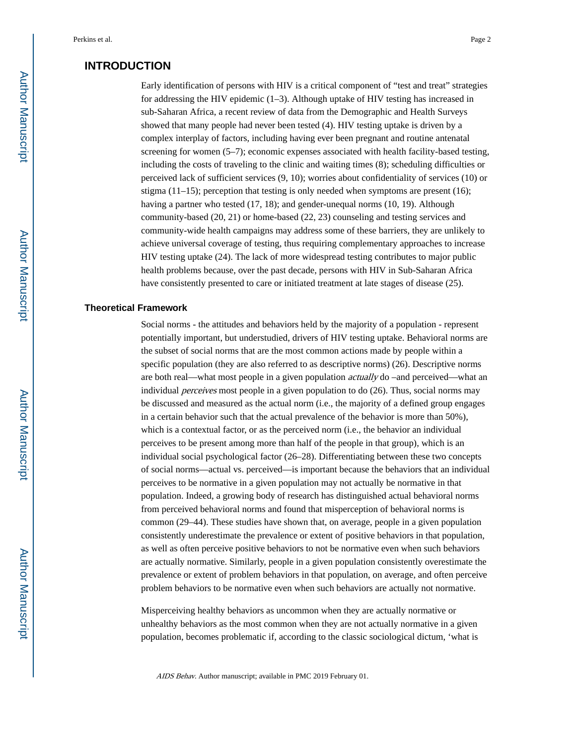## INTRODUCTION

Early identification of persons with HIV is a critical component of "test and treat" strategies for addressing the HIV epidemic (1–3). Although uptake of HIV testing has increased in sub-Saharan Africa, a recent review of data from the Demographic and Health Surveys showed that many people had never been tested (4). HIV testing uptake is driven by a complex interplay of factors, including having ever been pregnant and routine antenatal screening for women (5–7); economic expenses associated with health facility-based testing, including the costs of traveling to the clinic and waiting times (8); scheduling difficulties or perceived lack of sufficient services (9, 10); worries about confidentiality of services (10) or stigma (11–15); perception that testing is only needed when symptoms are present (16); having a partner who tested (17, 18); and gender-unequal norms (10, 19). Although community-based (20, 21) or home-based (22, 23) counseling and testing services and community-wide health campaigns may address some of these barriers, they are unlikely to achieve universal coverage of testing, thus requiring complementary approaches to increase HIV testing uptake (24). The lack of more widespread testing contributes to major public health problems because, over the past decade, persons with HIV in Sub-Saharan Africa have consistently presented to care or initiated treatment at late stages of disease (25).

### Theoretical Framework

Social norms - the attitudes and behaviors held by the majority of a population - represent potentially important, but understudied, drivers of HIV testing uptake. Behavioral norms are the subset of social norms that are the most common actions made by people within a specific population (they are also referred to as descriptive norms) (26). Descriptive norms are both real—what most people in a given population *actually* do –and perceived—what an individual *perceives* most people in a given population to do (26). Thus, social norms may be discussed and measured as the actual norm (i.e., the majority of a defined group engages in a certain behavior such that the actual prevalence of the behavior is more than 50%), which is a contextual factor, or as the perceived norm (i.e., the behavior an individual perceives to be present among more than half of the people in that group), which is an individual social psychological factor (26–28). Differentiating between these two concepts of social norms—actual vs. perceived—is important because the behaviors that an individual perceives to be normative in a given population may not actually be normative in that population. Indeed, a growing body of research has distinguished actual behavioral norms from perceived behavioral norms and found that misperception of behavioral norms is common (29–44). These studies have shown that, on average, people in a given population consistently underestimate the prevalence or extent of positive behaviors in that population, as well as often perceive positive behaviors to not be normative even when such behaviors are actually normative. Similarly, people in a given population consistently overestimate the prevalence or extent of problem behaviors in that population, on average, and often perceive problem behaviors to be normative even when such behaviors are actually not normative.

Misperceiving healthy behaviors as uncommon when they are actually normative or unhealthy behaviors as the most common when they are not actually normative in a given population, becomes problematic if, according to the classic sociological dictum, 'what is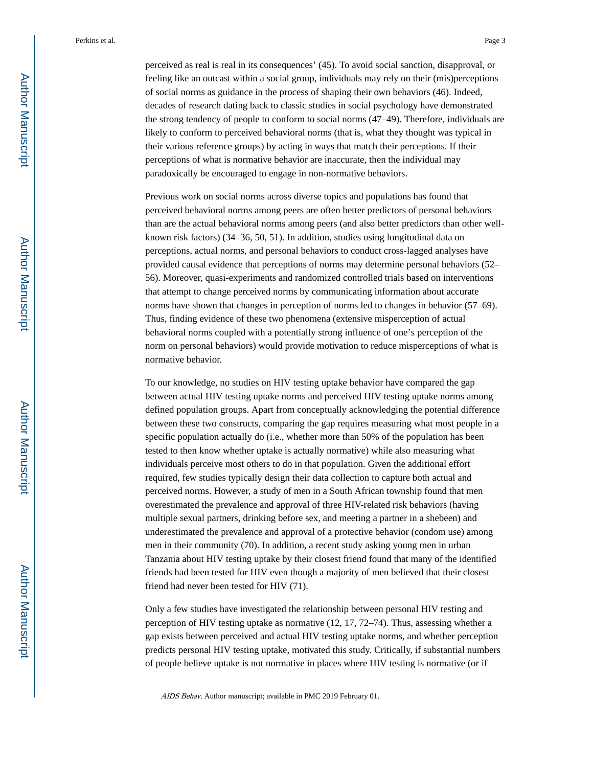perceived as real is real in its consequences' (45). To avoid social sanction, disapproval, or feeling like an outcast within a social group, individuals may rely on their (mis)perceptions of social norms as guidance in the process of shaping their own behaviors (46). Indeed, decades of research dating back to classic studies in social psychology have demonstrated the strong tendency of people to conform to social norms (47–49). Therefore, individuals are likely to conform to perceived behavioral norms (that is, what they thought was typical in their various reference groups) by acting in ways that match their perceptions. If their perceptions of what is normative behavior are inaccurate, then the individual may paradoxically be encouraged to engage in non-normative behaviors.

Previous work on social norms across diverse topics and populations has found that perceived behavioral norms among peers are often better predictors of personal behaviors than are the actual behavioral norms among peers (and also better predictors than other well-known risk factors) (34–36, 50, 51). In addition, studies using longitudinal data on perceptions, actual norms, and personal behaviors to conduct cross-lagged analyses have provided causal evidence that perceptions of norms may determine personal behaviors (52–56). Moreover, quasi-experiments and randomized controlled trials based on interventions that attempt to change perceived norms by communicating information about accurate norms have shown that changes in perception of norms led to changes in behavior (57–69). Thus, finding evidence of these two phenomena (extensive misperception of actual behavioral norms coupled with a potentially strong influence of one's perception of the norm on personal behaviors) would provide motivation to reduce misperceptions of what is normative behavior.

To our knowledge, no studies on HIV testing uptake behavior have compared the gap between actual HIV testing uptake norms and perceived HIV testing uptake norms among defined population groups. Apart from conceptually acknowledging the potential difference between these two constructs, comparing the gap requires measuring what most people in a specific population actually do (i.e., whether more than 50% of the population has been tested to then know whether uptake is actually normative) while also measuring what individuals perceive most others to do in that population. Given the additional effort required, few studies typically design their data collection to capture both actual and perceived norms. However, a study of men in a South African township found that men overestimated the prevalence and approval of three HIV-related risk behaviors (having multiple sexual partners, drinking before sex, and meeting a partner in a shebeen) and underestimated the prevalence and approval of a protective behavior (condom use) among men in their community (70). In addition, a recent study asking young men in urban Tanzania about HIV testing uptake by their closest friend found that many of the identified friends had been tested for HIV even though a majority of men believed that their closest friend had never been tested for HIV (71).

Only a few studies have investigated the relationship between personal HIV testing and perception of HIV testing uptake as normative (12, 17, 72–74). Thus, assessing whether a gap exists between perceived and actual HIV testing uptake norms, and whether perception predicts personal HIV testing uptake, motivated this study. Critically, if substantial numbers of people believe uptake is not normative in places where HIV testing is normative (or if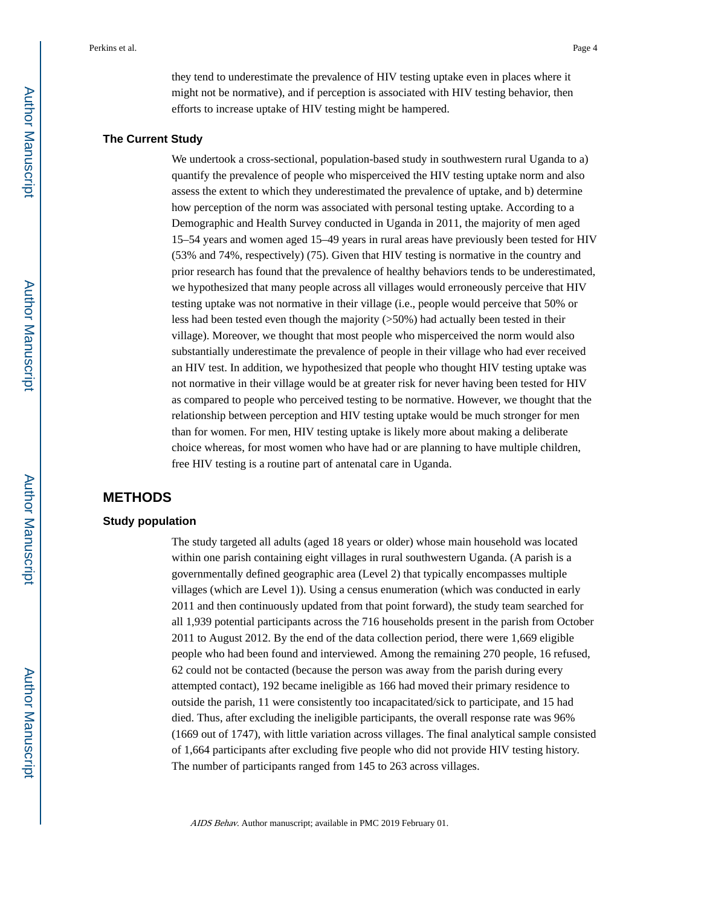they tend to underestimate the prevalence of HIV testing uptake even in places where it might not be normative), and if perception is associated with HIV testing behavior, then efforts to increase uptake of HIV testing might be hampered.

### The Current Study

We undertook a cross-sectional, population-based study in southwestern rural Uganda to a) quantify the prevalence of people who misperceived the HIV testing uptake norm and also assess the extent to which they underestimated the prevalence of uptake, and b) determine how perception of the norm was associated with personal testing uptake. According to a Demographic and Health Survey conducted in Uganda in 2011, the majority of men aged 15–54 years and women aged 15–49 years in rural areas have previously been tested for HIV (53% and 74%, respectively) (75). Given that HIV testing is normative in the country and prior research has found that the prevalence of healthy behaviors tends to be underestimated, we hypothesized that many people across all villages would erroneously perceive that HIV testing uptake was not normative in their village (i.e., people would perceive that 50% or less had been tested even though the majority (>50%) had actually been tested in their village). Moreover, we thought that most people who misperceived the norm would also substantially underestimate the prevalence of people in their village who had ever received an HIV test. In addition, we hypothesized that people who thought HIV testing uptake was not normative in their village would be at greater risk for never having been tested for HIV as compared to people who perceived testing to be normative. However, we thought that the relationship between perception and HIV testing uptake would be much stronger for men than for women. For men, HIV testing uptake is likely more about making a deliberate choice whereas, for most women who have had or are planning to have multiple children, free HIV testing is a routine part of antenatal care in Uganda.

## METHODS

### Study population

The study targeted all adults (aged 18 years or older) whose main household was located within one parish containing eight villages in rural southwestern Uganda. (A parish is a governmentally defined geographic area (Level 2) that typically encompasses multiple villages (which are Level 1)). Using a census enumeration (which was conducted in early 2011 and then continuously updated from that point forward), the study team searched for all 1,939 potential participants across the 716 households present in the parish from October 2011 to August 2012. By the end of the data collection period, there were 1,669 eligible people who had been found and interviewed. Among the remaining 270 people, 16 refused, 62 could not be contacted (because the person was away from the parish during every attempted contact), 192 became ineligible as 166 had moved their primary residence to outside the parish, 11 were consistently too incapacitated/sick to participate, and 15 had died. Thus, after excluding the ineligible participants, the overall response rate was 96% (1669 out of 1747), with little variation across villages. The final analytical sample consisted of 1,664 participants after excluding five people who did not provide HIV testing history. The number of participants ranged from 145 to 263 across villages.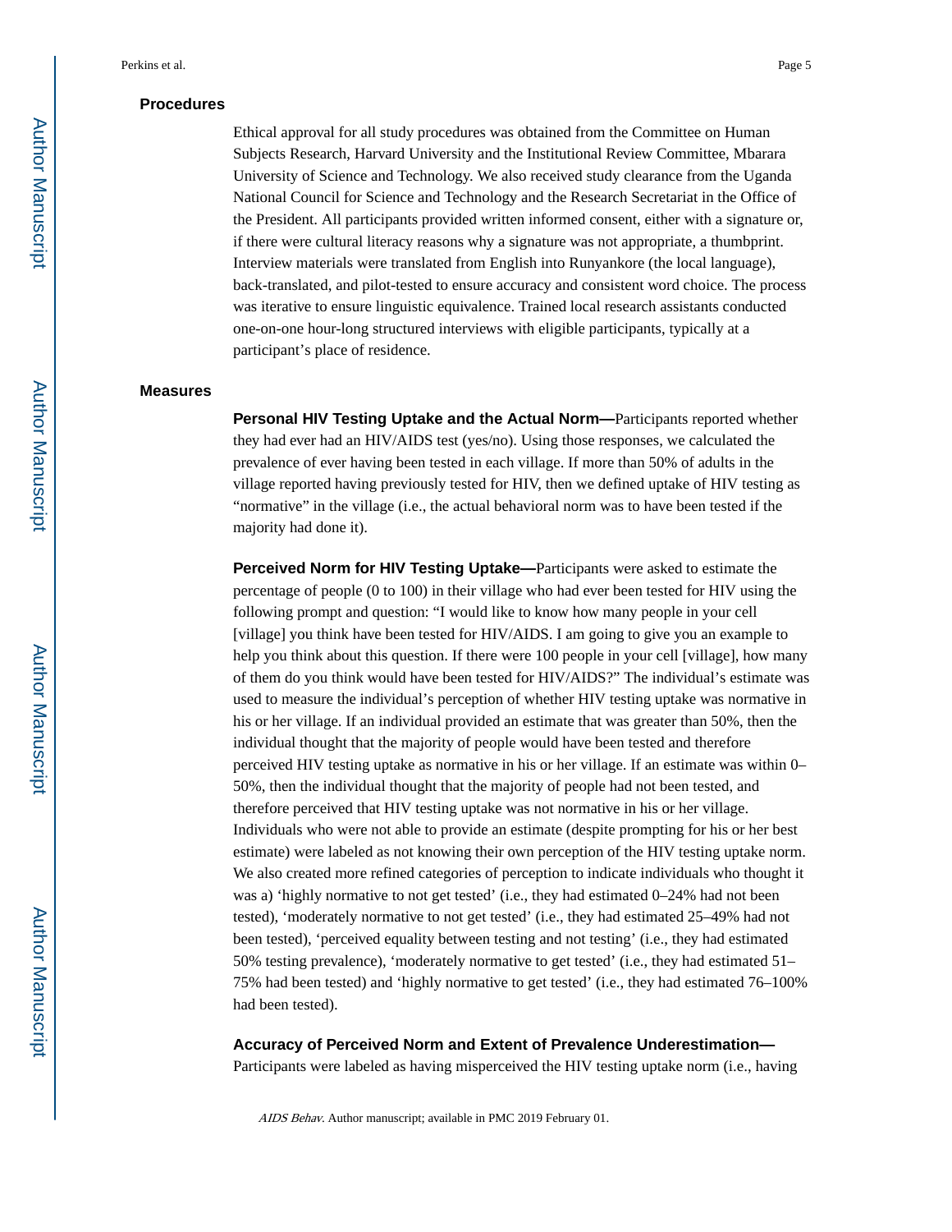### Procedures

Ethical approval for all study procedures was obtained from the Committee on Human Subjects Research, Harvard University and the Institutional Review Committee, Mbarara University of Science and Technology. We also received study clearance from the Uganda National Council for Science and Technology and the Research Secretariat in the Office of the President. All participants provided written informed consent, either with a signature or, if there were cultural literacy reasons why a signature was not appropriate, a thumbprint. Interview materials were translated from English into Runyankore (the local language), back-translated, and pilot-tested to ensure accuracy and consistent word choice. The process was iterative to ensure linguistic equivalence. Trained local research assistants conducted one-on-one hour-long structured interviews with eligible participants, typically at a participant's place of residence.

### Measures

**Personal HIV Testing Uptake and the Actual Norm—**Participants reported whether they had ever had an HIV/AIDS test (yes/no). Using those responses, we calculated the prevalence of ever having been tested in each village. If more than 50% of adults in the village reported having previously tested for HIV, then we defined uptake of HIV testing as "normative" in the village (i.e., the actual behavioral norm was to have been tested if the majority had done it).

**Perceived Norm for HIV Testing Uptake—**Participants were asked to estimate the percentage of people (0 to 100) in their village who had ever been tested for HIV using the following prompt and question: "I would like to know how many people in your cell [village] you think have been tested for HIV/AIDS. I am going to give you an example to help you think about this question. If there were 100 people in your cell [village], how many of them do you think would have been tested for HIV/AIDS?" The individual's estimate was used to measure the individual's perception of whether HIV testing uptake was normative in his or her village. If an individual provided an estimate that was greater than 50%, then the individual thought that the majority of people would have been tested and therefore perceived HIV testing uptake as normative in his or her village. If an estimate was within 0–50%, then the individual thought that the majority of people had not been tested, and therefore perceived that HIV testing uptake was not normative in his or her village. Individuals who were not able to provide an estimate (despite prompting for his or her best estimate) were labeled as not knowing their own perception of the HIV testing uptake norm. We also created more refined categories of perception to indicate individuals who thought it was a) 'highly normative to not get tested' (i.e., they had estimated 0–24% had not been tested), 'moderately normative to not get tested' (i.e., they had estimated 25–49% had not been tested), 'perceived equality between testing and not testing' (i.e., they had estimated 50% testing prevalence), 'moderately normative to get tested' (i.e., they had estimated 51–75% had been tested) and 'highly normative to get tested' (i.e., they had estimated 76–100% had been tested).

**Accuracy of Perceived Norm and Extent of Prevalence Underestimation—**Participants were labeled as having misperceived the HIV testing uptake norm (i.e., having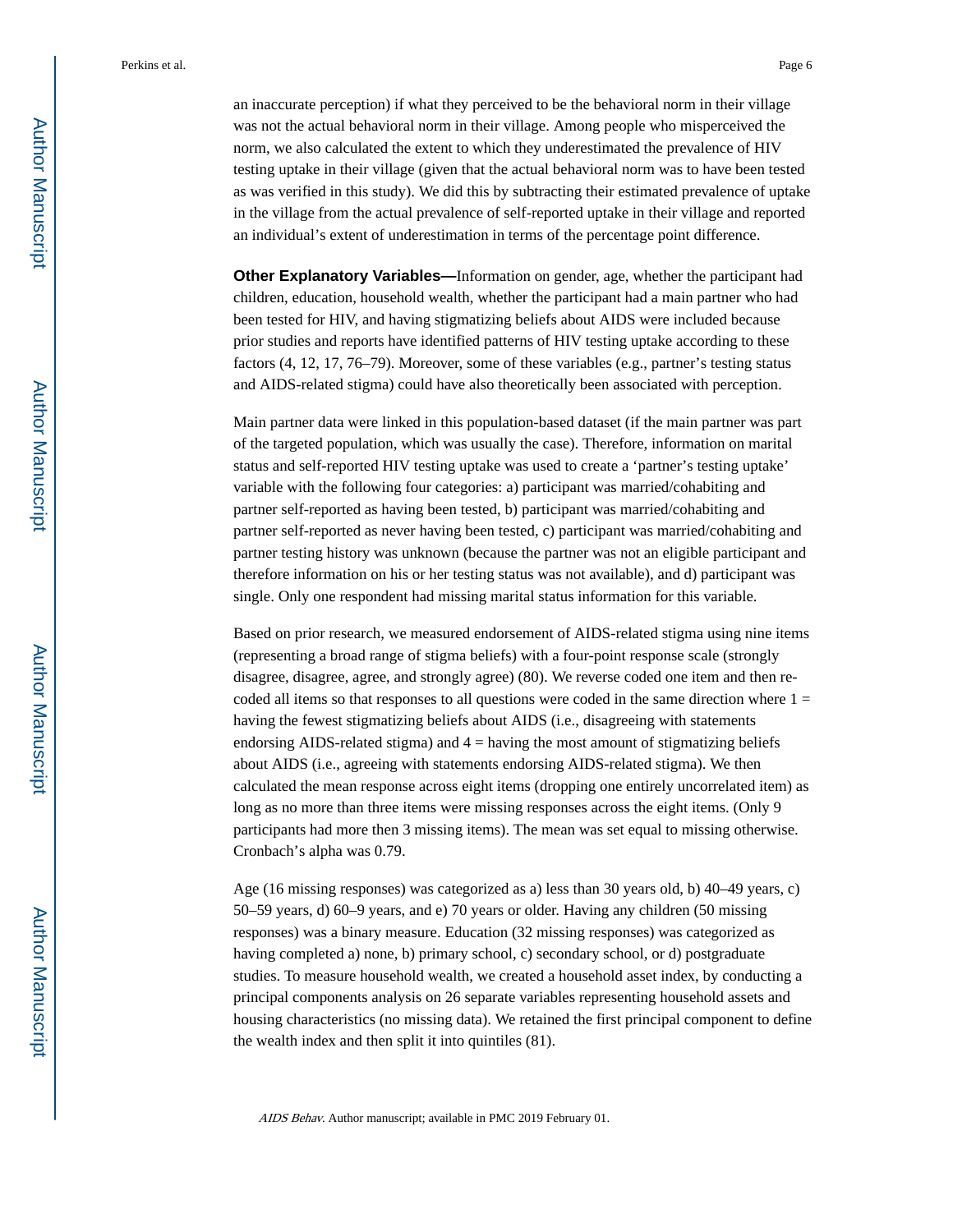an inaccurate perception) if what they perceived to be the behavioral norm in their village was not the actual behavioral norm in their village. Among people who misperceived the norm, we also calculated the extent to which they underestimated the prevalence of HIV testing uptake in their village (given that the actual behavioral norm was to have been tested as was verified in this study). We did this by subtracting their estimated prevalence of uptake in the village from the actual prevalence of self-reported uptake in their village and reported an individual's extent of underestimation in terms of the percentage point difference.

**Other Explanatory Variables—**Information on gender, age, whether the participant had children, education, household wealth, whether the participant had a main partner who had been tested for HIV, and having stigmatizing beliefs about AIDS were included because prior studies and reports have identified patterns of HIV testing uptake according to these factors (4, 12, 17, 76–79). Moreover, some of these variables (e.g., partner's testing status and AIDS-related stigma) could have also theoretically been associated with perception.

Main partner data were linked in this population-based dataset (if the main partner was part of the targeted population, which was usually the case). Therefore, information on marital status and self-reported HIV testing uptake was used to create a 'partner's testing uptake' variable with the following four categories: a) participant was married/cohabiting and partner self-reported as having been tested, b) participant was married/cohabiting and partner self-reported as never having been tested, c) participant was married/cohabiting and partner testing history was unknown (because the partner was not an eligible participant and therefore information on his or her testing status was not available), and d) participant was single. Only one respondent had missing marital status information for this variable.

Based on prior research, we measured endorsement of AIDS-related stigma using nine items (representing a broad range of stigma beliefs) with a four-point response scale (strongly disagree, disagree, agree, and strongly agree) (80). We reverse coded one item and then re-coded all items so that responses to all questions were coded in the same direction where 1 = having the fewest stigmatizing beliefs about AIDS (i.e., disagreeing with statements endorsing AIDS-related stigma) and 4 = having the most amount of stigmatizing beliefs about AIDS (i.e., agreeing with statements endorsing AIDS-related stigma). We then calculated the mean response across eight items (dropping one entirely uncorrelated item) as long as no more than three items were missing responses across the eight items. (Only 9 participants had more then 3 missing items). The mean was set equal to missing otherwise. Cronbach's alpha was 0.79.

Age (16 missing responses) was categorized as a) less than 30 years old, b) 40–49 years, c) 50–59 years, d) 60–9 years, and e) 70 years or older. Having any children (50 missing responses) was a binary measure. Education (32 missing responses) was categorized as having completed a) none, b) primary school, c) secondary school, or d) postgraduate studies. To measure household wealth, we created a household asset index, by conducting a principal components analysis on 26 separate variables representing household assets and housing characteristics (no missing data). We retained the first principal component to define the wealth index and then split it into quintiles (81).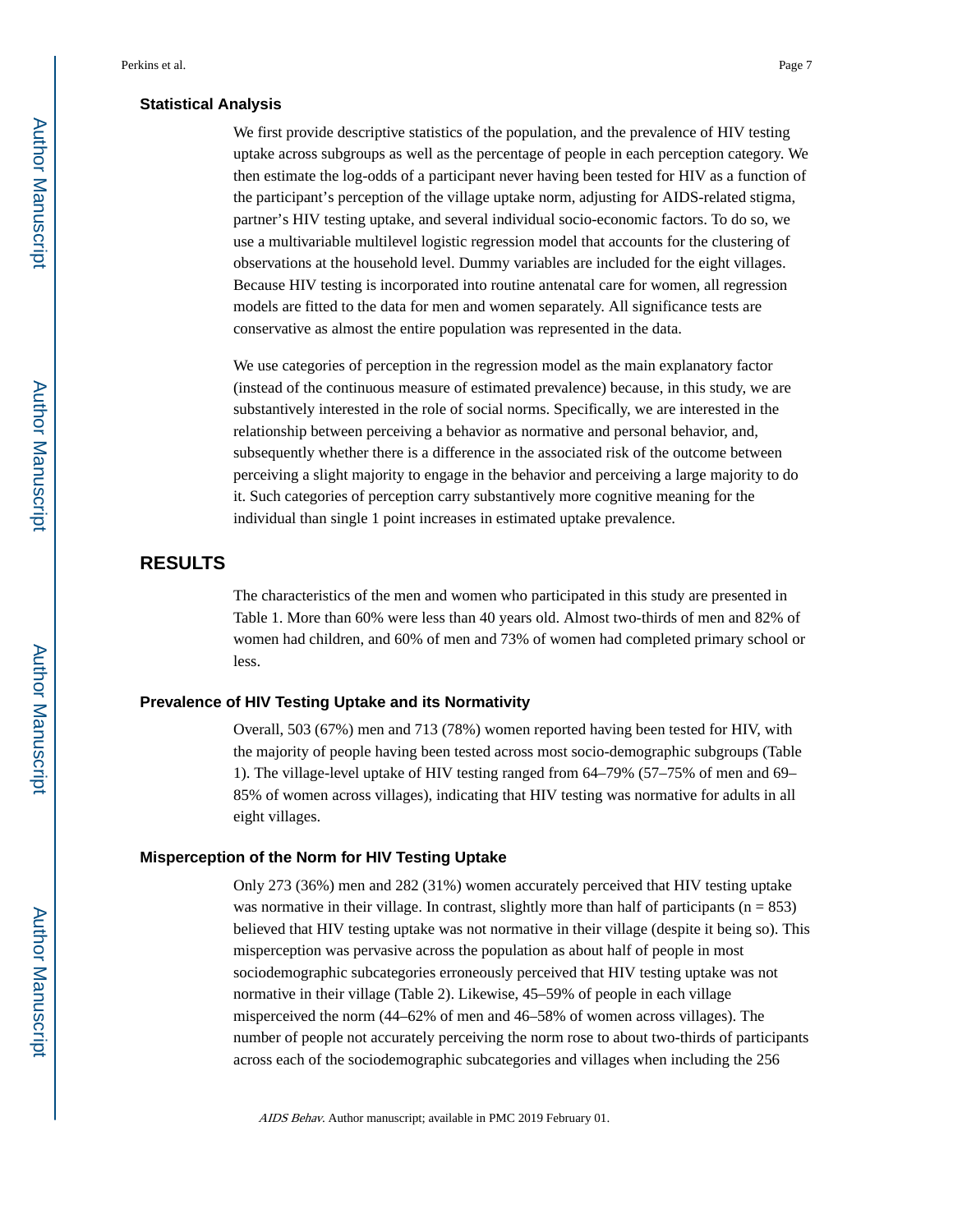### Statistical Analysis

We first provide descriptive statistics of the population, and the prevalence of HIV testing uptake across subgroups as well as the percentage of people in each perception category. We then estimate the log-odds of a participant never having been tested for HIV as a function of the participant's perception of the village uptake norm, adjusting for AIDS-related stigma, partner's HIV testing uptake, and several individual socio-economic factors. To do so, we use a multivariable multilevel logistic regression model that accounts for the clustering of observations at the household level. Dummy variables are included for the eight villages. Because HIV testing is incorporated into routine antenatal care for women, all regression models are fitted to the data for men and women separately. All significance tests are conservative as almost the entire population was represented in the data.

We use categories of perception in the regression model as the main explanatory factor (instead of the continuous measure of estimated prevalence) because, in this study, we are substantively interested in the role of social norms. Specifically, we are interested in the relationship between perceiving a behavior as normative and personal behavior, and, subsequently whether there is a difference in the associated risk of the outcome between perceiving a slight majority to engage in the behavior and perceiving a large majority to do it. Such categories of perception carry substantively more cognitive meaning for the individual than single 1 point increases in estimated uptake prevalence.

## RESULTS

The characteristics of the men and women who participated in this study are presented in Table 1. More than 60% were less than 40 years old. Almost two-thirds of men and 82% of women had children, and 60% of men and 73% of women had completed primary school or less.

### Prevalence of HIV Testing Uptake and its Normativity

Overall, 503 (67%) men and 713 (78%) women reported having been tested for HIV, with the majority of people having been tested across most socio-demographic subgroups (Table 1). The village-level uptake of HIV testing ranged from 64–79% (57–75% of men and 69–85% of women across villages), indicating that HIV testing was normative for adults in all eight villages.

### Misperception of the Norm for HIV Testing Uptake

Only 273 (36%) men and 282 (31%) women accurately perceived that HIV testing uptake was normative in their village. In contrast, slightly more than half of participants (n = 853) believed that HIV testing uptake was not normative in their village (despite it being so). This misperception was pervasive across the population as about half of people in most sociodemographic subcategories erroneously perceived that HIV testing uptake was not normative in their village (Table 2). Likewise, 45–59% of people in each village misperceived the norm (44–62% of men and 46–58% of women across villages). The number of people not accurately perceiving the norm rose to about two-thirds of participants across each of the sociodemographic subcategories and villages when including the 256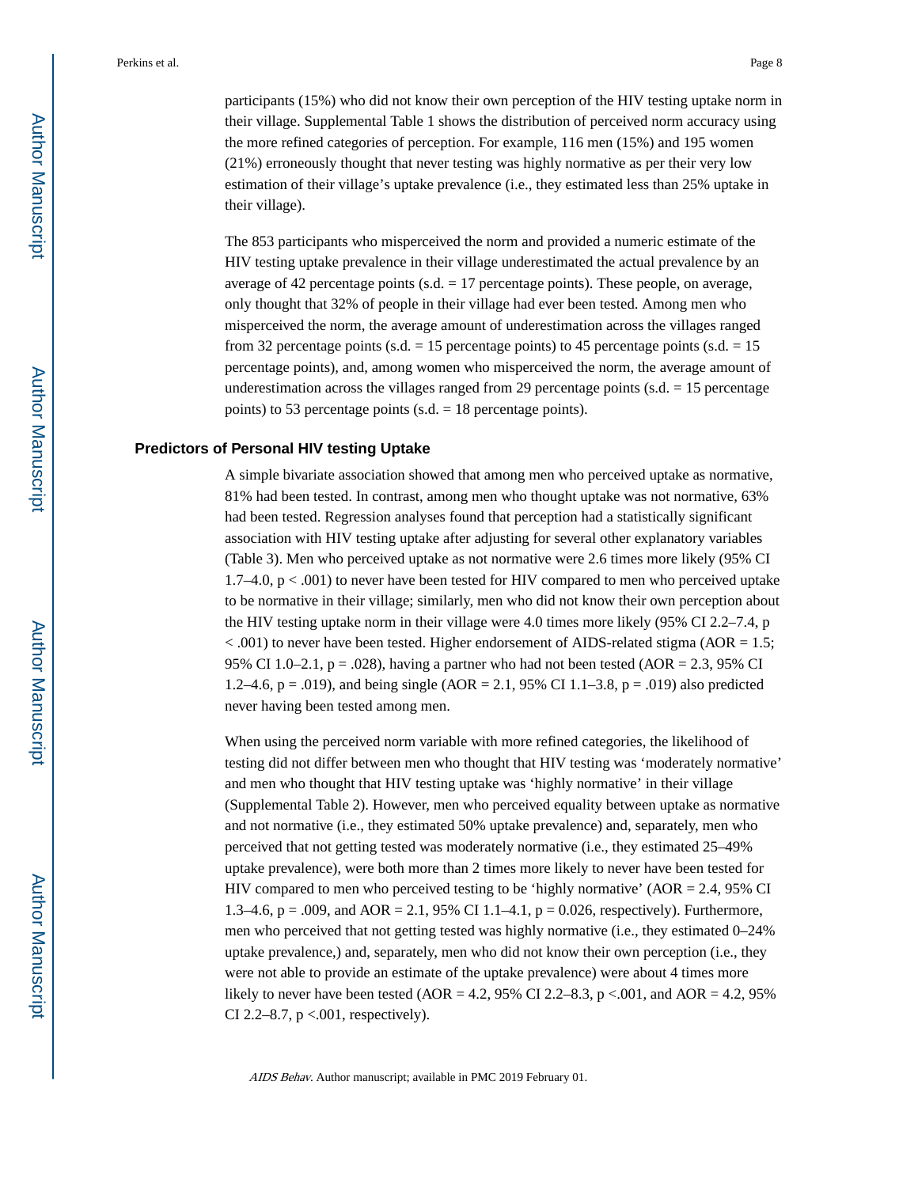participants (15%) who did not know their own perception of the HIV testing uptake norm in their village. Supplemental Table 1 shows the distribution of perceived norm accuracy using the more refined categories of perception. For example, 116 men (15%) and 195 women (21%) erroneously thought that never testing was highly normative as per their very low estimation of their village's uptake prevalence (i.e., they estimated less than 25% uptake in their village).

The 853 participants who misperceived the norm and provided a numeric estimate of the HIV testing uptake prevalence in their village underestimated the actual prevalence by an average of 42 percentage points (s.d. = 17 percentage points). These people, on average, only thought that 32% of people in their village had ever been tested. Among men who misperceived the norm, the average amount of underestimation across the villages ranged from 32 percentage points (s.d. = 15 percentage points) to 45 percentage points (s.d. = 15 percentage points), and, among women who misperceived the norm, the average amount of underestimation across the villages ranged from 29 percentage points (s.d. = 15 percentage points) to 53 percentage points (s.d. = 18 percentage points).

### Predictors of Personal HIV testing Uptake

A simple bivariate association showed that among men who perceived uptake as normative, 81% had been tested. In contrast, among men who thought uptake was not normative, 63% had been tested. Regression analyses found that perception had a statistically significant association with HIV testing uptake after adjusting for several other explanatory variables (Table 3). Men who perceived uptake as not normative were 2.6 times more likely (95% CI 1.7–4.0, $p < .001$) to never have been tested for HIV compared to men who perceived uptake to be normative in their village; similarly, men who did not know their own perception about the HIV testing uptake norm in their village were 4.0 times more likely (95% CI 2.2–7.4, $p < .001$) to never have been tested. Higher endorsement of AIDS-related stigma (AOR = 1.5; 95% CI 1.0–2.1, $p = .028$), having a partner who had not been tested (AOR = 2.3, 95% CI 1.2–4.6, $p = .019$), and being single (AOR = 2.1, 95% CI 1.1–3.8, $p = .019$) also predicted never having been tested among men.

When using the perceived norm variable with more refined categories, the likelihood of testing did not differ between men who thought that HIV testing was 'moderately normative' and men who thought that HIV testing uptake was 'highly normative' in their village (Supplemental Table 2). However, men who perceived equality between uptake as normative and not normative (i.e., they estimated 50% uptake prevalence) and, separately, men who perceived that not getting tested was moderately normative (i.e., they estimated 25–49% uptake prevalence), were both more than 2 times more likely to never have been tested for HIV compared to men who perceived testing to be 'highly normative' (AOR = 2.4, 95% CI 1.3–4.6, $p = .009$, and AOR = 2.1, 95% CI 1.1–4.1, $p = 0.026$, respectively). Furthermore, men who perceived that not getting tested was highly normative (i.e., they estimated 0–24% uptake prevalence,) and, separately, men who did not know their own perception (i.e., they were not able to provide an estimate of the uptake prevalence) were about 4 times more likely to never have been tested (AOR = 4.2, 95% CI 2.2–8.3, $p <.001$, and AOR = 4.2, 95% CI 2.2–8.7, $p <.001$, respectively).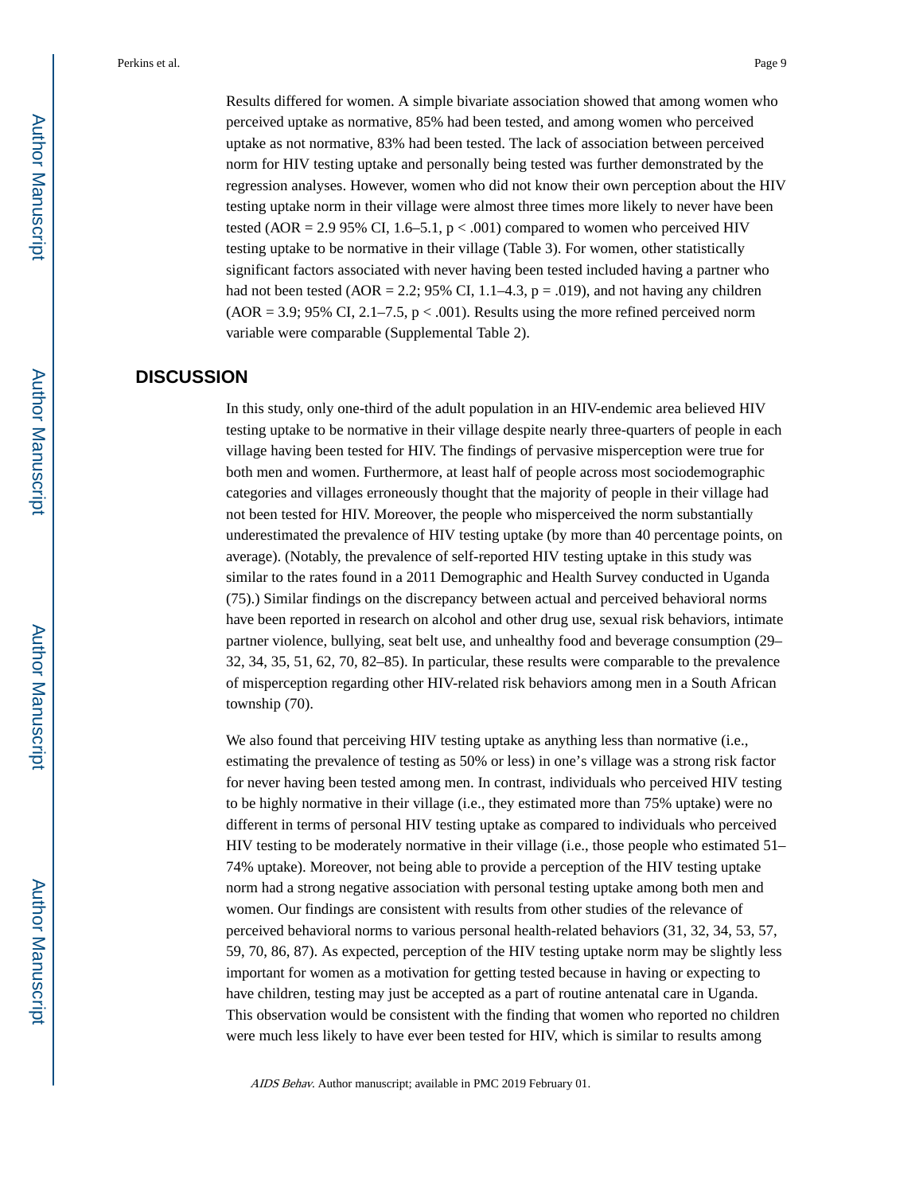Results differed for women. A simple bivariate association showed that among women who perceived uptake as normative, 85% had been tested, and among women who perceived uptake as not normative, 83% had been tested. The lack of association between perceived norm for HIV testing uptake and personally being tested was further demonstrated by the regression analyses. However, women who did not know their own perception about the HIV testing uptake norm in their village were almost three times more likely to never have been tested (AOR = 2.9 95% CI, 1.6–5.1, $p < .001$) compared to women who perceived HIV testing uptake to be normative in their village (Table 3). For women, other statistically significant factors associated with never having been tested included having a partner who had not been tested (AOR = 2.2; 95% CI, 1.1–4.3, $p = .019$), and not having any children (AOR = 3.9; 95% CI, 2.1–7.5, $p < .001$). Results using the more refined perceived norm variable were comparable (Supplemental Table 2).

## DISCUSSION

In this study, only one-third of the adult population in an HIV-endemic area believed HIV testing uptake to be normative in their village despite nearly three-quarters of people in each village having been tested for HIV. The findings of pervasive misperception were true for both men and women. Furthermore, at least half of people across most sociodemographic categories and villages erroneously thought that the majority of people in their village had not been tested for HIV. Moreover, the people who misperceived the norm substantially underestimated the prevalence of HIV testing uptake (by more than 40 percentage points, on average). (Notably, the prevalence of self-reported HIV testing uptake in this study was similar to the rates found in a 2011 Demographic and Health Survey conducted in Uganda (75).) Similar findings on the discrepancy between actual and perceived behavioral norms have been reported in research on alcohol and other drug use, sexual risk behaviors, intimate partner violence, bullying, seat belt use, and unhealthy food and beverage consumption (29–32, 34, 35, 51, 62, 70, 82–85). In particular, these results were comparable to the prevalence of misperception regarding other HIV-related risk behaviors among men in a South African township (70).

We also found that perceiving HIV testing uptake as anything less than normative (i.e., estimating the prevalence of testing as 50% or less) in one's village was a strong risk factor for never having been tested among men. In contrast, individuals who perceived HIV testing to be highly normative in their village (i.e., they estimated more than 75% uptake) were no different in terms of personal HIV testing uptake as compared to individuals who perceived HIV testing to be moderately normative in their village (i.e., those people who estimated 51–74% uptake). Moreover, not being able to provide a perception of the HIV testing uptake norm had a strong negative association with personal testing uptake among both men and women. Our findings are consistent with results from other studies of the relevance of perceived behavioral norms to various personal health-related behaviors (31, 32, 34, 53, 57, 59, 70, 86, 87). As expected, perception of the HIV testing uptake norm may be slightly less important for women as a motivation for getting tested because in having or expecting to have children, testing may just be accepted as a part of routine antenatal care in Uganda. This observation would be consistent with the finding that women who reported no children were much less likely to have ever been tested for HIV, which is similar to results among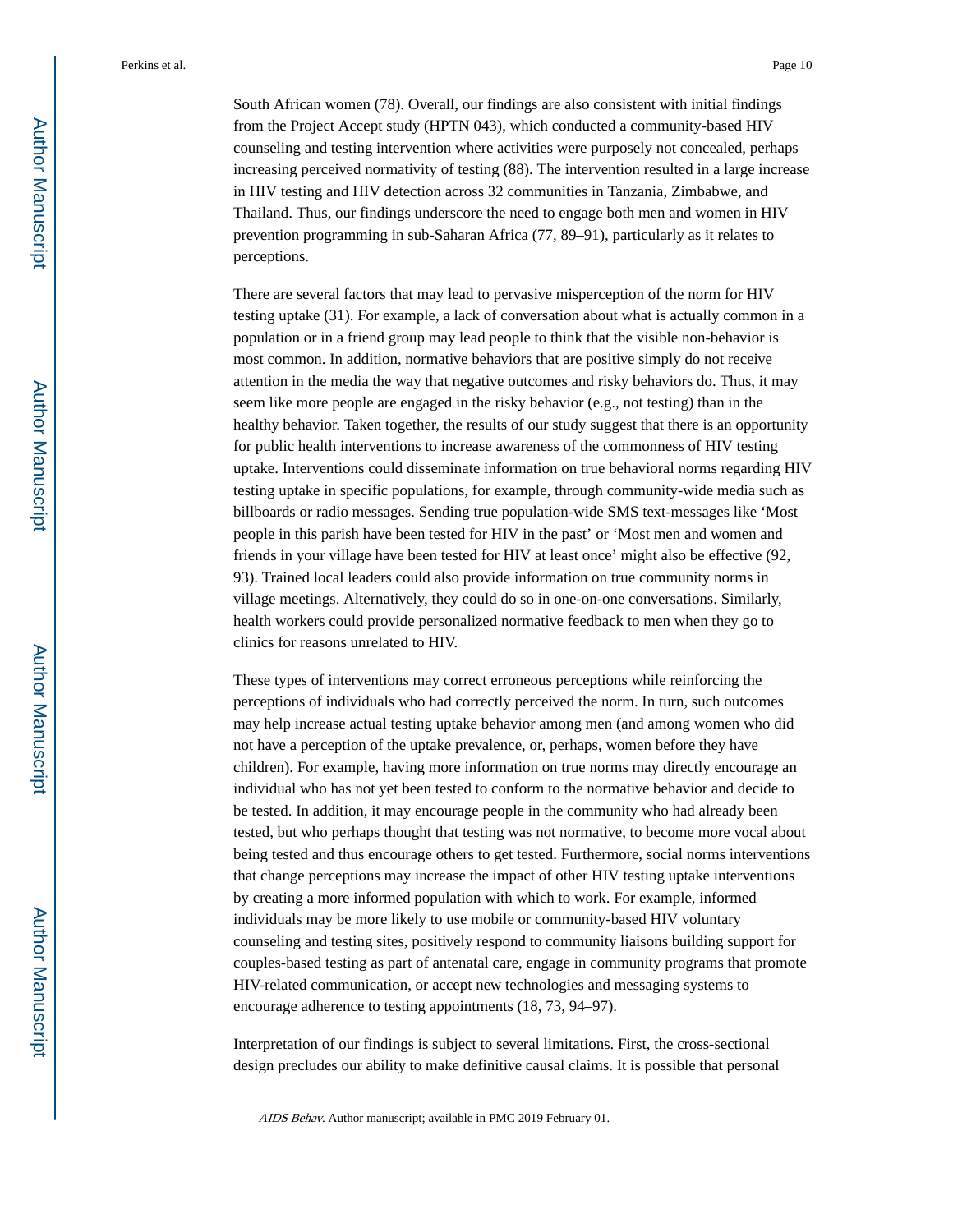South African women (78). Overall, our findings are also consistent with initial findings from the Project Accept study (HPTN 043), which conducted a community-based HIV counseling and testing intervention where activities were purposely not concealed, perhaps increasing perceived normativity of testing (88). The intervention resulted in a large increase in HIV testing and HIV detection across 32 communities in Tanzania, Zimbabwe, and Thailand. Thus, our findings underscore the need to engage both men and women in HIV prevention programming in sub-Saharan Africa (77, 89–91), particularly as it relates to perceptions.

There are several factors that may lead to pervasive misperception of the norm for HIV testing uptake (31). For example, a lack of conversation about what is actually common in a population or in a friend group may lead people to think that the visible non-behavior is most common. In addition, normative behaviors that are positive simply do not receive attention in the media the way that negative outcomes and risky behaviors do. Thus, it may seem like more people are engaged in the risky behavior (e.g., not testing) than in the healthy behavior. Taken together, the results of our study suggest that there is an opportunity for public health interventions to increase awareness of the commonness of HIV testing uptake. Interventions could disseminate information on true behavioral norms regarding HIV testing uptake in specific populations, for example, through community-wide media such as billboards or radio messages. Sending true population-wide SMS text-messages like 'Most people in this parish have been tested for HIV in the past' or 'Most men and women and friends in your village have been tested for HIV at least once' might also be effective (92, 93). Trained local leaders could also provide information on true community norms in village meetings. Alternatively, they could do so in one-on-one conversations. Similarly, health workers could provide personalized normative feedback to men when they go to clinics for reasons unrelated to HIV.

These types of interventions may correct erroneous perceptions while reinforcing the perceptions of individuals who had correctly perceived the norm. In turn, such outcomes may help increase actual testing uptake behavior among men (and among women who did not have a perception of the uptake prevalence, or, perhaps, women before they have children). For example, having more information on true norms may directly encourage an individual who has not yet been tested to conform to the normative behavior and decide to be tested. In addition, it may encourage people in the community who had already been tested, but who perhaps thought that testing was not normative, to become more vocal about being tested and thus encourage others to get tested. Furthermore, social norms interventions that change perceptions may increase the impact of other HIV testing uptake interventions by creating a more informed population with which to work. For example, informed individuals may be more likely to use mobile or community-based HIV voluntary counseling and testing sites, positively respond to community liaisons building support for couples-based testing as part of antenatal care, engage in community programs that promote HIV-related communication, or accept new technologies and messaging systems to encourage adherence to testing appointments (18, 73, 94–97).

Interpretation of our findings is subject to several limitations. First, the cross-sectional design precludes our ability to make definitive causal claims. It is possible that personal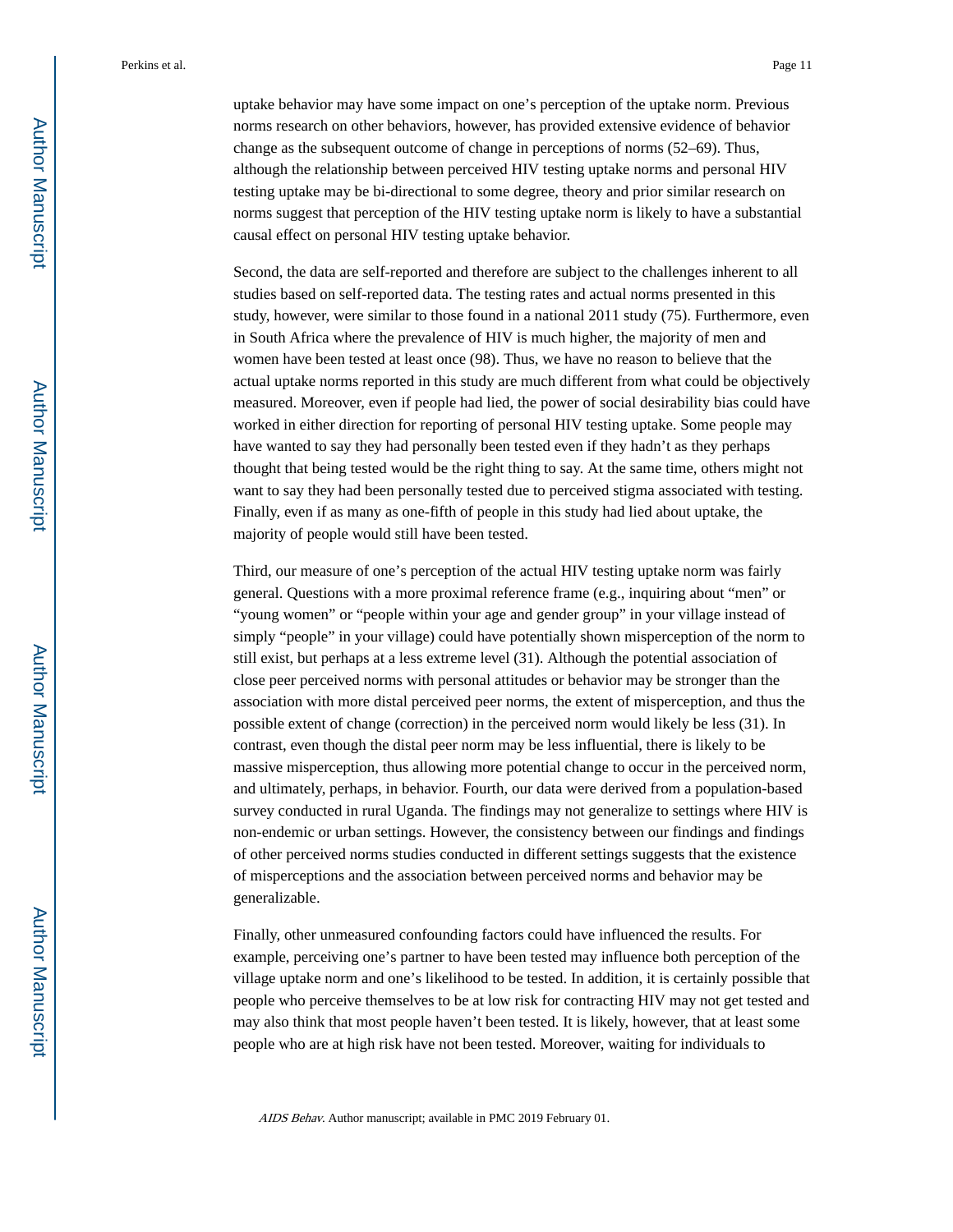uptake behavior may have some impact on one's perception of the uptake norm. Previous norms research on other behaviors, however, has provided extensive evidence of behavior change as the subsequent outcome of change in perceptions of norms (52–69). Thus, although the relationship between perceived HIV testing uptake norms and personal HIV testing uptake may be bi-directional to some degree, theory and prior similar research on norms suggest that perception of the HIV testing uptake norm is likely to have a substantial causal effect on personal HIV testing uptake behavior.

Second, the data are self-reported and therefore are subject to the challenges inherent to all studies based on self-reported data. The testing rates and actual norms presented in this study, however, were similar to those found in a national 2011 study (75). Furthermore, even in South Africa where the prevalence of HIV is much higher, the majority of men and women have been tested at least once (98). Thus, we have no reason to believe that the actual uptake norms reported in this study are much different from what could be objectively measured. Moreover, even if people had lied, the power of social desirability bias could have worked in either direction for reporting of personal HIV testing uptake. Some people may have wanted to say they had personally been tested even if they hadn't as they perhaps thought that being tested would be the right thing to say. At the same time, others might not want to say they had been personally tested due to perceived stigma associated with testing. Finally, even if as many as one-fifth of people in this study had lied about uptake, the majority of people would still have been tested.

Third, our measure of one's perception of the actual HIV testing uptake norm was fairly general. Questions with a more proximal reference frame (e.g., inquiring about "men" or "young women" or "people within your age and gender group" in your village instead of simply "people" in your village) could have potentially shown misperception of the norm to still exist, but perhaps at a less extreme level (31). Although the potential association of close peer perceived norms with personal attitudes or behavior may be stronger than the association with more distal perceived peer norms, the extent of misperception, and thus the possible extent of change (correction) in the perceived norm would likely be less (31). In contrast, even though the distal peer norm may be less influential, there is likely to be massive misperception, thus allowing more potential change to occur in the perceived norm, and ultimately, perhaps, in behavior. Fourth, our data were derived from a population-based survey conducted in rural Uganda. The findings may not generalize to settings where HIV is non-endemic or urban settings. However, the consistency between our findings and findings of other perceived norms studies conducted in different settings suggests that the existence of misperceptions and the association between perceived norms and behavior may be generalizable.

Finally, other unmeasured confounding factors could have influenced the results. For example, perceiving one's partner to have been tested may influence both perception of the village uptake norm and one's likelihood to be tested. In addition, it is certainly possible that people who perceive themselves to be at low risk for contracting HIV may not get tested and may also think that most people haven't been tested. It is likely, however, that at least some people who are at high risk have not been tested. Moreover, waiting for individuals to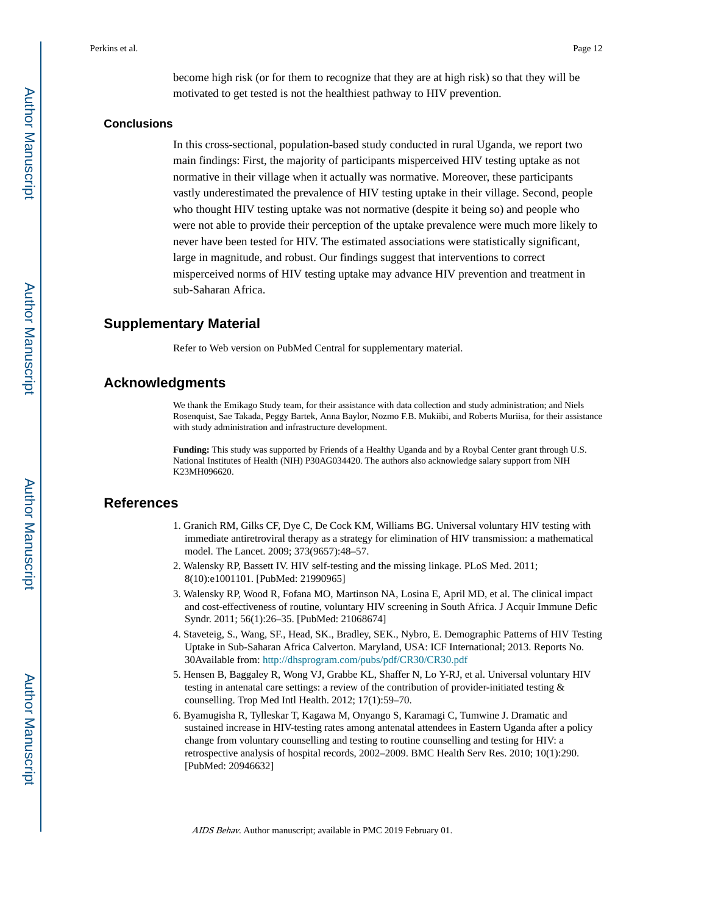become high risk (or for them to recognize that they are at high risk) so that they will be motivated to get tested is not the healthiest pathway to HIV prevention.

### Conclusions

In this cross-sectional, population-based study conducted in rural Uganda, we report two main findings: First, the majority of participants misperceived HIV testing uptake as not normative in their village when it actually was normative. Moreover, these participants vastly underestimated the prevalence of HIV testing uptake in their village. Second, people who thought HIV testing uptake was not normative (despite it being so) and people who were not able to provide their perception of the uptake prevalence were much more likely to never have been tested for HIV. The estimated associations were statistically significant, large in magnitude, and robust. Our findings suggest that interventions to correct misperceived norms of HIV testing uptake may advance HIV prevention and treatment in sub-Saharan Africa.

## Supplementary Material

Refer to Web version on PubMed Central for supplementary material.

## Acknowledgments

We thank the Emikago Study team, for their assistance with data collection and study administration; and Niels Rosenquist, Sae Takada, Peggy Bartek, Anna Baylor, Nozmo F.B. Mukiibi, and Roberts Muriisa, for their assistance with study administration and infrastructure development.

**Funding:** This study was supported by Friends of a Healthy Uganda and by a Roybal Center grant through U.S. National Institutes of Health (NIH) P30AG034420. The authors also acknowledge salary support from NIH K23MH096620.

## References

1. Granich RM, Gilks CF, Dye C, De Cock KM, Williams BG. Universal voluntary HIV testing with immediate antiretroviral therapy as a strategy for elimination of HIV transmission: a mathematical model. The Lancet. 2009; 373(9657):48–57.
2. Walensky RP, Bassett IV. HIV self-testing and the missing linkage. PLoS Med. 2011; 8(10):e1001101. [PubMed: 21990965]
3. Walensky RP, Wood R, Fofana MO, Martinson NA, Losina E, April MD, et al. The clinical impact and cost-effectiveness of routine, voluntary HIV screening in South Africa. J Acquir Immune Defic Syndr. 2011; 56(1):26–35. [PubMed: 21068674]
4. Staveteig, S., Wang, SF., Head, SK., Bradley, SEK., Nybro, E. Demographic Patterns of HIV Testing Uptake in Sub-Saharan Africa Calverton. Maryland, USA: ICF International; 2013. Reports No. 30Available from: http://dhsprogram.com/pubs/pdf/CR30/CR30.pdf
5. Hensen B, Baggaley R, Wong VJ, Grabbe KL, Shaffer N, Lo Y-RJ, et al. Universal voluntary HIV testing in antenatal care settings: a review of the contribution of provider-initiated testing & counselling. Trop Med Intl Health. 2012; 17(1):59–70.
6. Byamugisha R, Tylleskar T, Kagawa M, Onyango S, Karamagi C, Tumwine J. Dramatic and sustained increase in HIV-testing rates among antenatal attendees in Eastern Uganda after a policy change from voluntary counselling and testing to routine counselling and testing for HIV: a retrospective analysis of hospital records, 2002–2009. BMC Health Serv Res. 2010; 10(1):290. [PubMed: 20946632]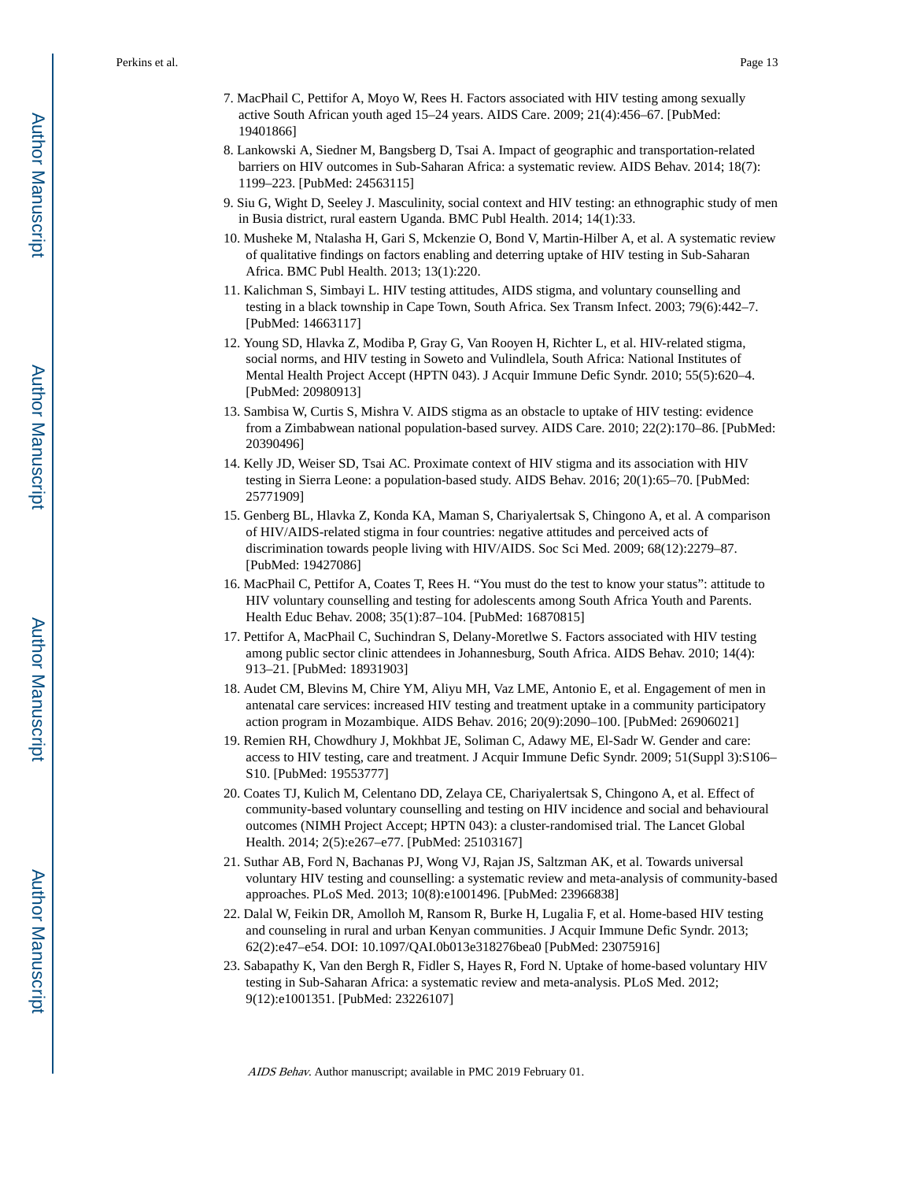7. MacPhail C, Pettifor A, Moyo W, Rees H. Factors associated with HIV testing among sexually active South African youth aged 15–24 years. AIDS Care. 2009; 21(4):456–67. [PubMed: 19401866]
8. Lankowski A, Siedner M, Bangsberg D, Tsai A. Impact of geographic and transportation-related barriers on HIV outcomes in Sub-Saharan Africa: a systematic review. AIDS Behav. 2014; 18(7): 1199–223. [PubMed: 24563115]
9. Siu G, Wight D, Seeley J. Masculinity, social context and HIV testing: an ethnographic study of men in Busia district, rural eastern Uganda. BMC Publ Health. 2014; 14(1):33.
10. Musheke M, Ntalasha H, Gari S, Mckenzie O, Bond V, Martin-Hilber A, et al. A systematic review of qualitative findings on factors enabling and deterring uptake of HIV testing in Sub-Saharan Africa. BMC Publ Health. 2013; 13(1):220.
11. Kalichman S, Simbayi L. HIV testing attitudes, AIDS stigma, and voluntary counselling and testing in a black township in Cape Town, South Africa. Sex Transm Infect. 2003; 79(6):442–7. [PubMed: 14663117]
12. Young SD, Hlavka Z, Modiba P, Gray G, Van Rooyen H, Richter L, et al. HIV-related stigma, social norms, and HIV testing in Soweto and Vulindlela, South Africa: National Institutes of Mental Health Project Accept (HPTN 043). J Acquir Immune Defic Syndr. 2010; 55(5):620–4. [PubMed: 20980913]
13. Sambisa W, Curtis S, Mishra V. AIDS stigma as an obstacle to uptake of HIV testing: evidence from a Zimbabwean national population-based survey. AIDS Care. 2010; 22(2):170–86. [PubMed: 20390496]
14. Kelly JD, Weiser SD, Tsai AC. Proximate context of HIV stigma and its association with HIV testing in Sierra Leone: a population-based study. AIDS Behav. 2016; 20(1):65–70. [PubMed: 25771909]
15. Genberg BL, Hlavka Z, Konda KA, Maman S, Chariyalertsak S, Chingono A, et al. A comparison of HIV/AIDS-related stigma in four countries: negative attitudes and perceived acts of discrimination towards people living with HIV/AIDS. Soc Sci Med. 2009; 68(12):2279–87. [PubMed: 19427086]
16. MacPhail C, Pettifor A, Coates T, Rees H. "You must do the test to know your status": attitude to HIV voluntary counselling and testing for adolescents among South Africa Youth and Parents. Health Educ Behav. 2008; 35(1):87–104. [PubMed: 16870815]
17. Pettifor A, MacPhail C, Suchindran S, Delany-Moretlwe S. Factors associated with HIV testing among public sector clinic attendees in Johannesburg, South Africa. AIDS Behav. 2010; 14(4): 913–21. [PubMed: 18931903]
18. Audet CM, Blevins M, Chire YM, Aliyu MH, Vaz LME, Antonio E, et al. Engagement of men in antenatal care services: increased HIV testing and treatment uptake in a community participatory action program in Mozambique. AIDS Behav. 2016; 20(9):2090–100. [PubMed: 26906021]
19. Remien RH, Chowdhury J, Mokhbat JE, Soliman C, Adawy ME, El-Sadr W. Gender and care: access to HIV testing, care and treatment. J Acquir Immune Defic Syndr. 2009; 51(Suppl 3):S106–S10. [PubMed: 19553777]
20. Coates TJ, Kulich M, Celentano DD, Zelaya CE, Chariyalertsak S, Chingono A, et al. Effect of community-based voluntary counselling and testing on HIV incidence and social and behavioural outcomes (NIMH Project Accept; HPTN 043): a cluster-randomised trial. The Lancet Global Health. 2014; 2(5):e267–e77. [PubMed: 25103167]
21. Suthar AB, Ford N, Bachanas PJ, Wong VJ, Rajan JS, Saltzman AK, et al. Towards universal voluntary HIV testing and counselling: a systematic review and meta-analysis of community-based approaches. PLoS Med. 2013; 10(8):e1001496. [PubMed: 23966838]
22. Dalal W, Feikin DR, Amolloh M, Ransom R, Burke H, Lugalia F, et al. Home-based HIV testing and counseling in rural and urban Kenyan communities. J Acquir Immune Defic Syndr. 2013; 62(2):e47–e54. DOI: 10.1097/QAI.0b013e318276bea0 [PubMed: 23075916]
23. Sabapathy K, Van den Bergh R, Fidler S, Hayes R, Ford N. Uptake of home-based voluntary HIV testing in Sub-Saharan Africa: a systematic review and meta-analysis. PLoS Med. 2012; 9(12):e1001351. [PubMed: 23226107]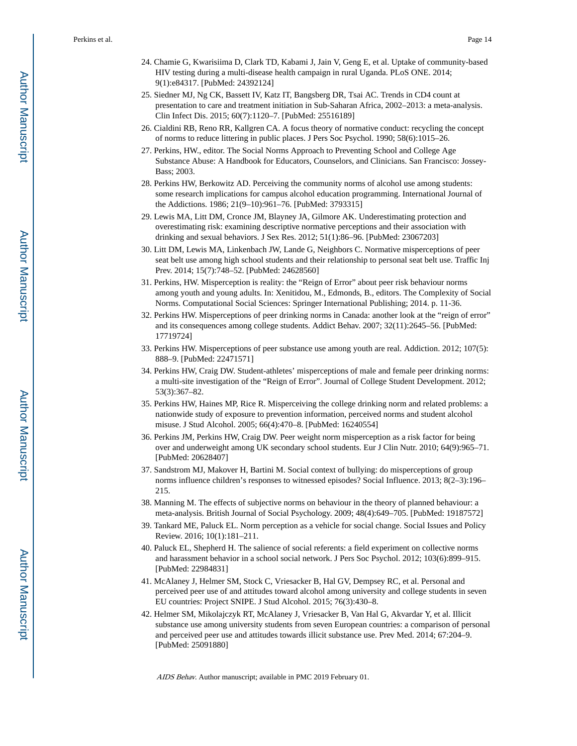24. Chamie G, Kwarisiima D, Clark TD, Kabami J, Jain V, Geng E, et al. Uptake of community-based HIV testing during a multi-disease health campaign in rural Uganda. PLoS ONE. 2014; 9(1):e84317. [PubMed: 24392124]
25. Siedner MJ, Ng CK, Bassett IV, Katz IT, Bangsberg DR, Tsai AC. Trends in CD4 count at presentation to care and treatment initiation in Sub-Saharan Africa, 2002–2013: a meta-analysis. Clin Infect Dis. 2015; 60(7):1120–7. [PubMed: 25516189]
26. Cialdini RB, Reno RR, Kallgren CA. A focus theory of normative conduct: recycling the concept of norms to reduce littering in public places. J Pers Soc Psychol. 1990; 58(6):1015–26.
27. Perkins, HW., editor. The Social Norms Approach to Preventing School and College Age Substance Abuse: A Handbook for Educators, Counselors, and Clinicians. San Francisco: Jossey-Bass; 2003.
28. Perkins HW, Berkowitz AD. Perceiving the community norms of alcohol use among students: some research implications for campus alcohol education programming. International Journal of the Addictions. 1986; 21(9–10):961–76. [PubMed: 3793315]
29. Lewis MA, Litt DM, Cronce JM, Blayney JA, Gilmore AK. Underestimating protection and overestimating risk: examining descriptive normative perceptions and their association with drinking and sexual behaviors. J Sex Res. 2012; 51(1):86–96. [PubMed: 23067203]
30. Litt DM, Lewis MA, Linkenbach JW, Lande G, Neighbors C. Normative misperceptions of peer seat belt use among high school students and their relationship to personal seat belt use. Traffic Inj Prev. 2014; 15(7):748–52. [PubMed: 24628560]
31. Perkins, HW. Misperception is reality: the "Reign of Error" about peer risk behaviour norms among youth and young adults. In: Xenitidou, M., Edmonds, B., editors. The Complexity of Social Norms. Computational Social Sciences: Springer International Publishing; 2014. p. 11-36.
32. Perkins HW. Misperceptions of peer drinking norms in Canada: another look at the "reign of error" and its consequences among college students. Addict Behav. 2007; 32(11):2645–56. [PubMed: 17719724]
33. Perkins HW. Misperceptions of peer substance use among youth are real. Addiction. 2012; 107(5): 888–9. [PubMed: 22471571]
34. Perkins HW, Craig DW. Student-athletes' misperceptions of male and female peer drinking norms: a multi-site investigation of the "Reign of Error". Journal of College Student Development. 2012; 53(3):367–82.
35. Perkins HW, Haines MP, Rice R. Misperceiving the college drinking norm and related problems: a nationwide study of exposure to prevention information, perceived norms and student alcohol misuse. J Stud Alcohol. 2005; 66(4):470–8. [PubMed: 16240554]
36. Perkins JM, Perkins HW, Craig DW. Peer weight norm misperception as a risk factor for being over and underweight among UK secondary school students. Eur J Clin Nutr. 2010; 64(9):965–71. [PubMed: 20628407]
37. Sandstrom MJ, Makover H, Bartini M. Social context of bullying: do misperceptions of group norms influence children's responses to witnessed episodes? Social Influence. 2013; 8(2–3):196–215.
38. Manning M. The effects of subjective norms on behaviour in the theory of planned behaviour: a meta-analysis. British Journal of Social Psychology. 2009; 48(4):649–705. [PubMed: 19187572]
39. Tankard ME, Paluck EL. Norm perception as a vehicle for social change. Social Issues and Policy Review. 2016; 10(1):181–211.
40. Paluck EL, Shepherd H. The salience of social referents: a field experiment on collective norms and harassment behavior in a school social network. J Pers Soc Psychol. 2012; 103(6):899–915. [PubMed: 22984831]
41. McAlaney J, Helmer SM, Stock C, Vriesacker B, Hal GV, Dempsey RC, et al. Personal and perceived peer use of and attitudes toward alcohol among university and college students in seven EU countries: Project SNIPE. J Stud Alcohol. 2015; 76(3):430–8.
42. Helmer SM, Mikolajczyk RT, McAlaney J, Vriesacker B, Van Hal G, Akvardar Y, et al. Illicit substance use among university students from seven European countries: a comparison of personal and perceived peer use and attitudes towards illicit substance use. Prev Med. 2014; 67:204–9. [PubMed: 25091880]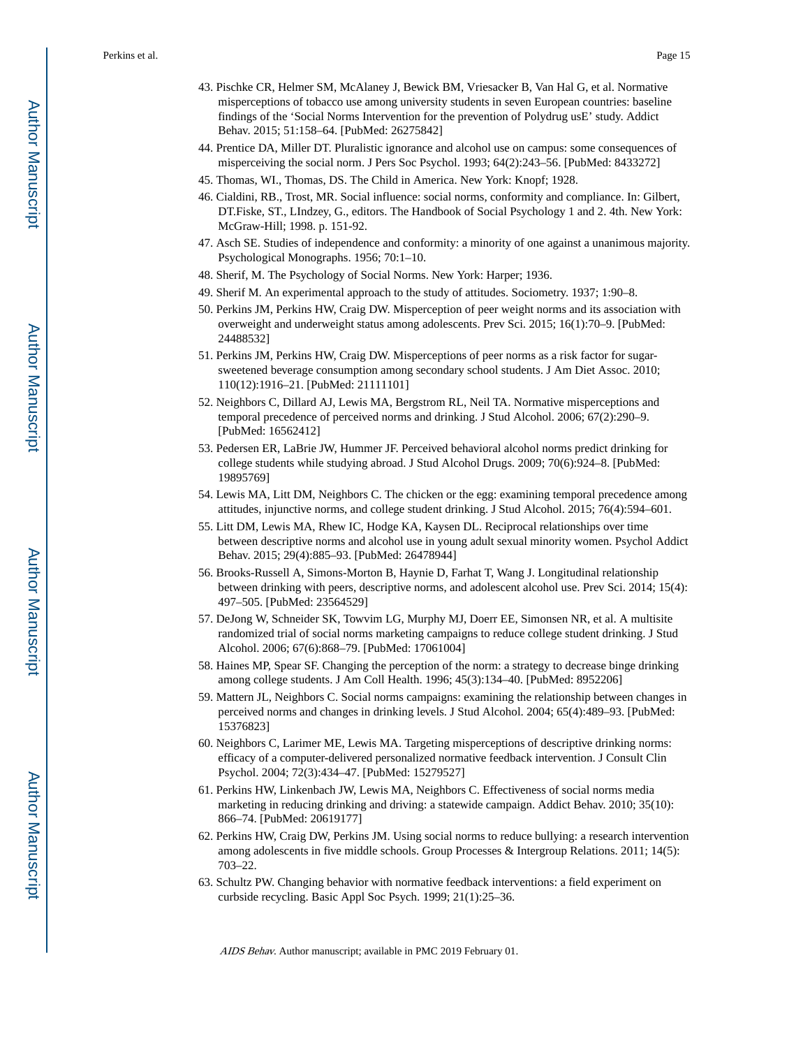43. Pischke CR, Helmer SM, McAlaney J, Bewick BM, Vriesacker B, Van Hal G, et al. Normative misperceptions of tobacco use among university students in seven European countries: baseline findings of the 'Social Norms Intervention for the prevention of Polydrug usE' study. Addict Behav. 2015; 51:158–64. [PubMed: 26275842]
44. Prentice DA, Miller DT. Pluralistic ignorance and alcohol use on campus: some consequences of misperceiving the social norm. J Pers Soc Psychol. 1993; 64(2):243–56. [PubMed: 8433272]
45. Thomas, WI., Thomas, DS. The Child in America. New York: Knopf; 1928.
46. Cialdini, RB., Trost, MR. Social influence: social norms, conformity and compliance. In: Gilbert, DT.Fiske, ST., LIndzey, G., editors. The Handbook of Social Psychology 1 and 2. 4th. New York: McGraw-Hill; 1998. p. 151-92.
47. Asch SE. Studies of independence and conformity: a minority of one against a unanimous majority. Psychological Monographs. 1956; 70:1–10.
48. Sherif, M. The Psychology of Social Norms. New York: Harper; 1936.
49. Sherif M. An experimental approach to the study of attitudes. Sociometry. 1937; 1:90–8.
50. Perkins JM, Perkins HW, Craig DW. Misperception of peer weight norms and its association with overweight and underweight status among adolescents. Prev Sci. 2015; 16(1):70–9. [PubMed: 24488532]
51. Perkins JM, Perkins HW, Craig DW. Misperceptions of peer norms as a risk factor for sugar-sweetened beverage consumption among secondary school students. J Am Diet Assoc. 2010; 110(12):1916–21. [PubMed: 21111101]
52. Neighbors C, Dillard AJ, Lewis MA, Bergstrom RL, Neil TA. Normative misperceptions and temporal precedence of perceived norms and drinking. J Stud Alcohol. 2006; 67(2):290–9. [PubMed: 16562412]
53. Pedersen ER, LaBrie JW, Hummer JF. Perceived behavioral alcohol norms predict drinking for college students while studying abroad. J Stud Alcohol Drugs. 2009; 70(6):924–8. [PubMed: 19895769]
54. Lewis MA, Litt DM, Neighbors C. The chicken or the egg: examining temporal precedence among attitudes, injunctive norms, and college student drinking. J Stud Alcohol. 2015; 76(4):594–601.
55. Litt DM, Lewis MA, Rhew IC, Hodge KA, Kaysen DL. Reciprocal relationships over time between descriptive norms and alcohol use in young adult sexual minority women. Psychol Addict Behav. 2015; 29(4):885–93. [PubMed: 26478944]
56. Brooks-Russell A, Simons-Morton B, Haynie D, Farhat T, Wang J. Longitudinal relationship between drinking with peers, descriptive norms, and adolescent alcohol use. Prev Sci. 2014; 15(4): 497–505. [PubMed: 23564529]
57. DeJong W, Schneider SK, Towvim LG, Murphy MJ, Doerr EE, Simonsen NR, et al. A multisite randomized trial of social norms marketing campaigns to reduce college student drinking. J Stud Alcohol. 2006; 67(6):868–79. [PubMed: 17061004]
58. Haines MP, Spear SF. Changing the perception of the norm: a strategy to decrease binge drinking among college students. J Am Coll Health. 1996; 45(3):134–40. [PubMed: 8952206]
59. Mattern JL, Neighbors C. Social norms campaigns: examining the relationship between changes in perceived norms and changes in drinking levels. J Stud Alcohol. 2004; 65(4):489–93. [PubMed: 15376823]
60. Neighbors C, Larimer ME, Lewis MA. Targeting misperceptions of descriptive drinking norms: efficacy of a computer-delivered personalized normative feedback intervention. J Consult Clin Psychol. 2004; 72(3):434–47. [PubMed: 15279527]
61. Perkins HW, Linkenbach JW, Lewis MA, Neighbors C. Effectiveness of social norms media marketing in reducing drinking and driving: a statewide campaign. Addict Behav. 2010; 35(10): 866–74. [PubMed: 20619177]
62. Perkins HW, Craig DW, Perkins JM. Using social norms to reduce bullying: a research intervention among adolescents in five middle schools. Group Processes & Intergroup Relations. 2011; 14(5): 703–22.
63. Schultz PW. Changing behavior with normative feedback interventions: a field experiment on curbside recycling. Basic Appl Soc Psych. 1999; 21(1):25–36.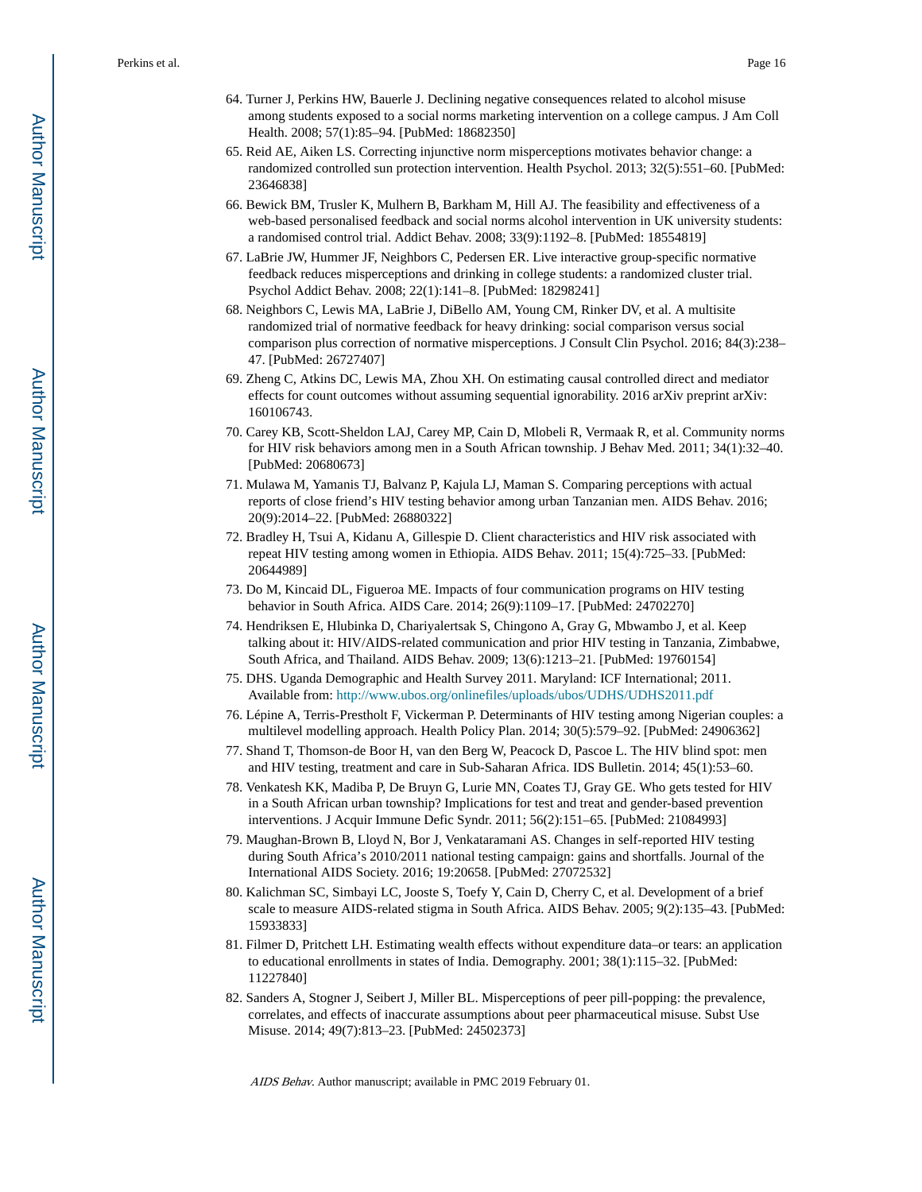64. Turner J, Perkins HW, Bauerle J. Declining negative consequences related to alcohol misuse among students exposed to a social norms marketing intervention on a college campus. J Am Coll Health. 2008; 57(1):85–94. [PubMed: 18682350]
65. Reid AE, Aiken LS. Correcting injunctive norm misperceptions motivates behavior change: a randomized controlled sun protection intervention. Health Psychol. 2013; 32(5):551–60. [PubMed: 23646838]
66. Bewick BM, Trusler K, Mulhern B, Barkham M, Hill AJ. The feasibility and effectiveness of a web-based personalised feedback and social norms alcohol intervention in UK university students: a randomised control trial. Addict Behav. 2008; 33(9):1192–8. [PubMed: 18554819]
67. LaBrie JW, Hummer JF, Neighbors C, Pedersen ER. Live interactive group-specific normative feedback reduces misperceptions and drinking in college students: a randomized cluster trial. Psychol Addict Behav. 2008; 22(1):141–8. [PubMed: 18298241]
68. Neighbors C, Lewis MA, LaBrie J, DiBello AM, Young CM, Rinker DV, et al. A multisite randomized trial of normative feedback for heavy drinking: social comparison versus social comparison plus correction of normative misperceptions. J Consult Clin Psychol. 2016; 84(3):238–47. [PubMed: 26727407]
69. Zheng C, Atkins DC, Lewis MA, Zhou XH. On estimating causal controlled direct and mediator effects for count outcomes without assuming sequential ignorability. 2016 arXiv preprint arXiv: 160106743.
70. Carey KB, Scott-Sheldon LAJ, Carey MP, Cain D, Mlobeli R, Vermaak R, et al. Community norms for HIV risk behaviors among men in a South African township. J Behav Med. 2011; 34(1):32–40. [PubMed: 20680673]
71. Mulawa M, Yamanis TJ, Balvanz P, Kajula LJ, Maman S. Comparing perceptions with actual reports of close friend's HIV testing behavior among urban Tanzanian men. AIDS Behav. 2016; 20(9):2014–22. [PubMed: 26880322]
72. Bradley H, Tsui A, Kidanu A, Gillespie D. Client characteristics and HIV risk associated with repeat HIV testing among women in Ethiopia. AIDS Behav. 2011; 15(4):725–33. [PubMed: 20644989]
73. Do M, Kincaid DL, Figueroa ME. Impacts of four communication programs on HIV testing behavior in South Africa. AIDS Care. 2014; 26(9):1109–17. [PubMed: 24702270]
74. Hendriksen E, Hlubinka D, Chariyalertsak S, Chingono A, Gray G, Mbwambo J, et al. Keep talking about it: HIV/AIDS-related communication and prior HIV testing in Tanzania, Zimbabwe, South Africa, and Thailand. AIDS Behav. 2009; 13(6):1213–21. [PubMed: 19760154]
75. DHS. Uganda Demographic and Health Survey 2011. Maryland: ICF International; 2011. Available from: http://www.ubos.org/onlinefiles/uploads/ubos/UDHS/UDHS2011.pdf
76. Lépine A, Terris-Prestholt F, Vickerman P. Determinants of HIV testing among Nigerian couples: a multilevel modelling approach. Health Policy Plan. 2014; 30(5):579–92. [PubMed: 24906362]
77. Shand T, Thomson-de Boor H, van den Berg W, Peacock D, Pascoe L. The HIV blind spot: men and HIV testing, treatment and care in Sub-Saharan Africa. IDS Bulletin. 2014; 45(1):53–60.
78. Venkatesh KK, Madiba P, De Bruyn G, Lurie MN, Coates TJ, Gray GE. Who gets tested for HIV in a South African urban township? Implications for test and treat and gender-based prevention interventions. J Acquir Immune Defic Syndr. 2011; 56(2):151–65. [PubMed: 21084993]
79. Maughan-Brown B, Lloyd N, Bor J, Venkataramani AS. Changes in self-reported HIV testing during South Africa's 2010/2011 national testing campaign: gains and shortfalls. Journal of the International AIDS Society. 2016; 19:20658. [PubMed: 27072532]
80. Kalichman SC, Simbayi LC, Jooste S, Toefy Y, Cain D, Cherry C, et al. Development of a brief scale to measure AIDS-related stigma in South Africa. AIDS Behav. 2005; 9(2):135–43. [PubMed: 15933833]
81. Filmer D, Pritchett LH. Estimating wealth effects without expenditure data–or tears: an application to educational enrollments in states of India. Demography. 2001; 38(1):115–32. [PubMed: 11227840]
82. Sanders A, Stogner J, Seibert J, Miller BL. Misperceptions of peer pill-popping: the prevalence, correlates, and effects of inaccurate assumptions about peer pharmaceutical misuse. Subst Use Misuse. 2014; 49(7):813–23. [PubMed: 24502373]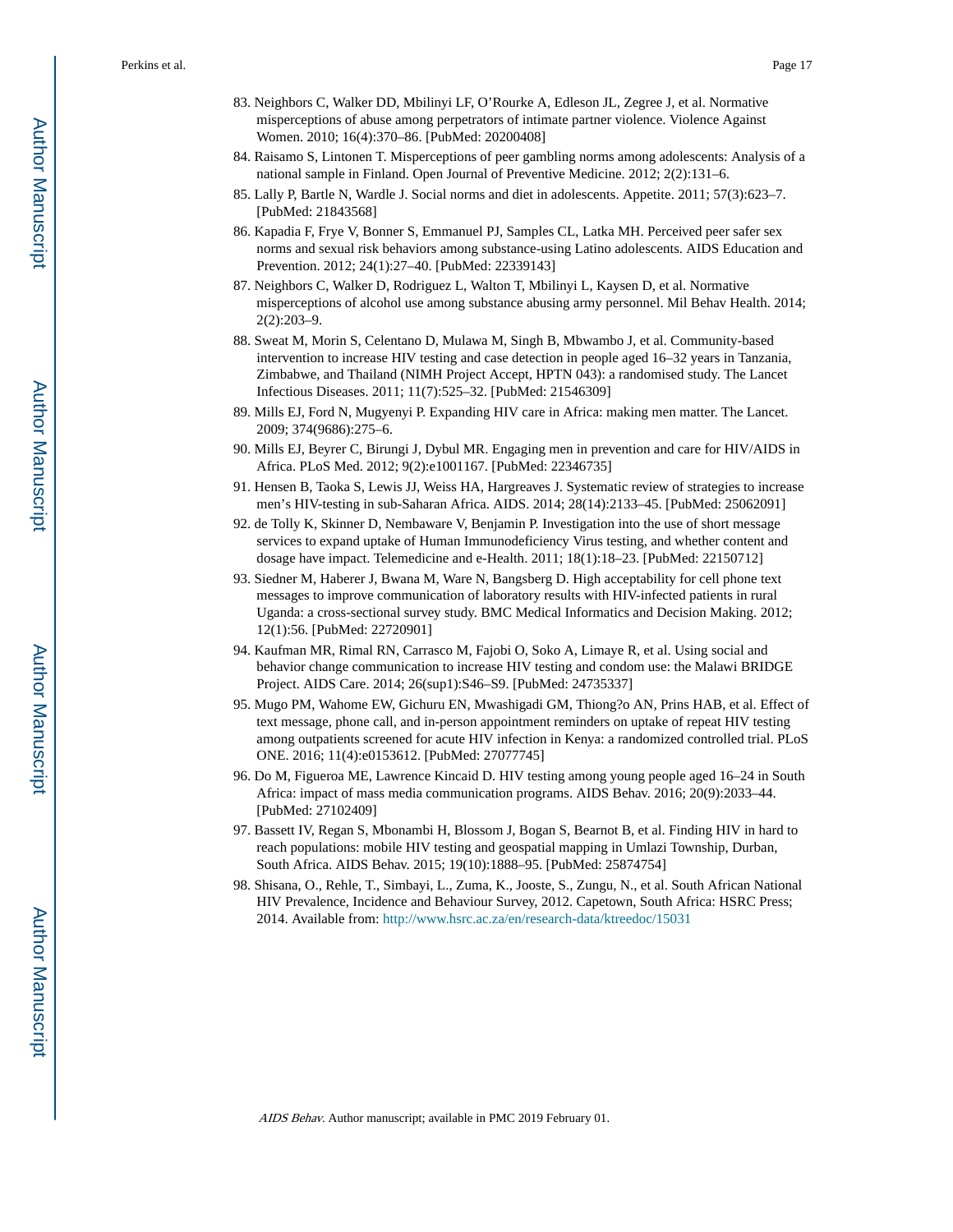83. Neighbors C, Walker DD, Mbilinyi LF, O'Rourke A, Edleson JL, Zegree J, et al. Normative misperceptions of abuse among perpetrators of intimate partner violence. Violence Against Women. 2010; 16(4):370–86. [PubMed: 20200408]

84. Raisamo S, Lintonen T. Misperceptions of peer gambling norms among adolescents: Analysis of a national sample in Finland. Open Journal of Preventive Medicine. 2012; 2(2):131–6.

85. Lally P, Bartle N, Wardle J. Social norms and diet in adolescents. Appetite. 2011; 57(3):623–7. [PubMed: 21843568]

86. Kapadia F, Frye V, Bonner S, Emmanuel PJ, Samples CL, Latka MH. Perceived peer safer sex norms and sexual risk behaviors among substance-using Latino adolescents. AIDS Education and Prevention. 2012; 24(1):27–40. [PubMed: 22339143]

87. Neighbors C, Walker D, Rodriguez L, Walton T, Mbilinyi L, Kaysen D, et al. Normative misperceptions of alcohol use among substance abusing army personnel. Mil Behav Health. 2014; 2(2):203–9.

88. Sweat M, Morin S, Celentano D, Mulawa M, Singh B, Mbwambo J, et al. Community-based intervention to increase HIV testing and case detection in people aged 16–32 years in Tanzania, Zimbabwe, and Thailand (NIMH Project Accept, HPTN 043): a randomised study. The Lancet Infectious Diseases. 2011; 11(7):525–32. [PubMed: 21546309]

89. Mills EJ, Ford N, Mugyenyi P. Expanding HIV care in Africa: making men matter. The Lancet. 2009; 374(9686):275–6.

90. Mills EJ, Beyrer C, Birungi J, Dybul MR. Engaging men in prevention and care for HIV/AIDS in Africa. PLoS Med. 2012; 9(2):e1001167. [PubMed: 22346735]

91. Hensen B, Taoka S, Lewis JJ, Weiss HA, Hargreaves J. Systematic review of strategies to increase men's HIV-testing in sub-Saharan Africa. AIDS. 2014; 28(14):2133–45. [PubMed: 25062091]

92. de Tolly K, Skinner D, Nembaware V, Benjamin P. Investigation into the use of short message services to expand uptake of Human Immunodeficiency Virus testing, and whether content and dosage have impact. Telemedicine and e-Health. 2011; 18(1):18–23. [PubMed: 22150712]

93. Siedner M, Haberer J, Bwana M, Ware N, Bangsberg D. High acceptability for cell phone text messages to improve communication of laboratory results with HIV-infected patients in rural Uganda: a cross-sectional survey study. BMC Medical Informatics and Decision Making. 2012; 12(1):56. [PubMed: 22720901]

94. Kaufman MR, Rimal RN, Carrasco M, Fajobi O, Soko A, Limaye R, et al. Using social and behavior change communication to increase HIV testing and condom use: the Malawi BRIDGE Project. AIDS Care. 2014; 26(sup1):S46–S9. [PubMed: 24735337]

95. Mugo PM, Wahome EW, Gichuru EN, Mwashigadi GM, Thiong?o AN, Prins HAB, et al. Effect of text message, phone call, and in-person appointment reminders on uptake of repeat HIV testing among outpatients screened for acute HIV infection in Kenya: a randomized controlled trial. PLoS ONE. 2016; 11(4):e0153612. [PubMed: 27077745]

96. Do M, Figueroa ME, Lawrence Kincaid D. HIV testing among young people aged 16–24 in South Africa: impact of mass media communication programs. AIDS Behav. 2016; 20(9):2033–44. [PubMed: 27102409]

97. Bassett IV, Regan S, Mbonambi H, Blossom J, Bogan S, Bearnot B, et al. Finding HIV in hard to reach populations: mobile HIV testing and geospatial mapping in Umlazi Township, Durban, South Africa. AIDS Behav. 2015; 19(10):1888–95. [PubMed: 25874754]

98. Shisana, O., Rehle, T., Simbayi, L., Zuma, K., Jooste, S., Zungu, N., et al. South African National HIV Prevalence, Incidence and Behaviour Survey, 2012. Capetown, South Africa: HSRC Press; 2014. Available from: http://www.hsrc.ac.za/en/research-data/ktreedoc/15031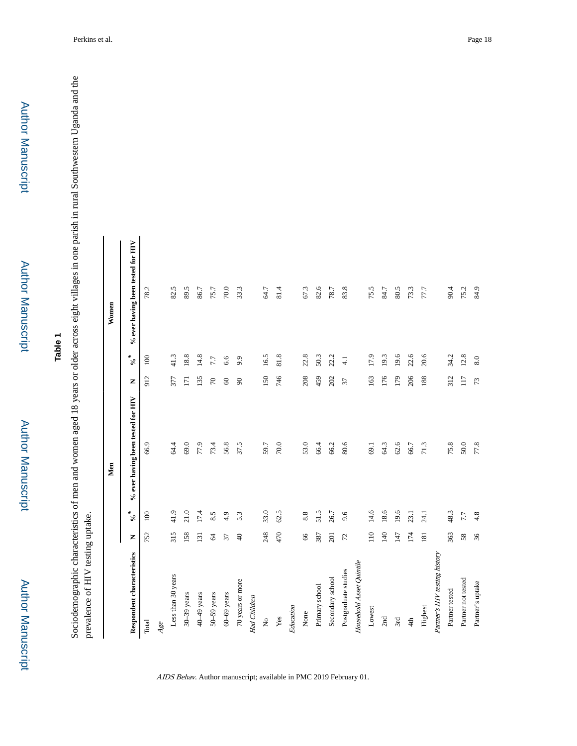## Table 1

Sociodemographic characteristics of men and women aged 18 years or older across eight villages in one parish in rural Southwestern Uganda and the prevalence of HIV testing uptake.

| | Men | | | Women | | |
|---|---|---|---|---|---|---|
| **Respondent characteristics** | **N** | **%*** | **% ever having been tested for HIV** | **N** | **%*** | **% ever having been tested for HIV** |
| Total | 752 | 100 | 66.9 | 912 | 100 | 78.2 |
| *Age* | | | | | | |
| Less than 30 years | 315 | 41.9 | 64.4 | 377 | 41.3 | 82.5 |
| 30–39 years | 158 | 21.0 | 69.0 | 171 | 18.8 | 89.5 |
| 40–49 years | 131 | 17.4 | 77.9 | 135 | 14.8 | 86.7 |
| 50–59 years | 64 | 8.5 | 73.4 | 70 | 7.7 | 75.7 |
| 60–69 years | 37 | 4.9 | 56.8 | 60 | 6.6 | 70.0 |
| 70 years or more | 40 | 5.3 | 37.5 | 90 | 9.9 | 33.3 |
| *Had Children* | | | | | | |
| No | 248 | 33.0 | 59.7 | 150 | 16.5 | 64.7 |
| Yes | 470 | 62.5 | 70.0 | 746 | 81.8 | 81.4 |
| *Education* | | | | | | |
| None | 66 | 8.8 | 53.0 | 208 | 22.8 | 67.3 |
| Primary school | 387 | 51.5 | 66.4 | 459 | 50.3 | 82.6 |
| Secondary school | 201 | 26.7 | 66.2 | 202 | 22.2 | 78.7 |
| Postgraduate studies | 72 | 9.6 | 80.6 | 37 | 4.1 | 83.8 |
| *Household Asset Quintile* | | | | | | |
| Lowest | 110 | 14.6 | 69.1 | 163 | 17.9 | 75.5 |
| 2nd | 140 | 18.6 | 64.3 | 176 | 19.3 | 84.7 |
| 3rd | 147 | 19.6 | 62.6 | 179 | 19.6 | 80.5 |
| 4th | 174 | 23.1 | 66.7 | 206 | 22.6 | 73.3 |
| Highest | 181 | 24.1 | 71.3 | 188 | 20.6 | 77.7 |
| *Partner's HIV testing history* | | | | | | |
| Partner tested | 363 | 48.3 | 75.8 | 312 | 34.2 | 90.4 |
| Partner not tested | 58 | 7.7 | 50.0 | 117 | 12.8 | 75.2 |
| Partner's uptake | 36 | 4.8 | 77.8 | 73 | 8.0 | 84.9 |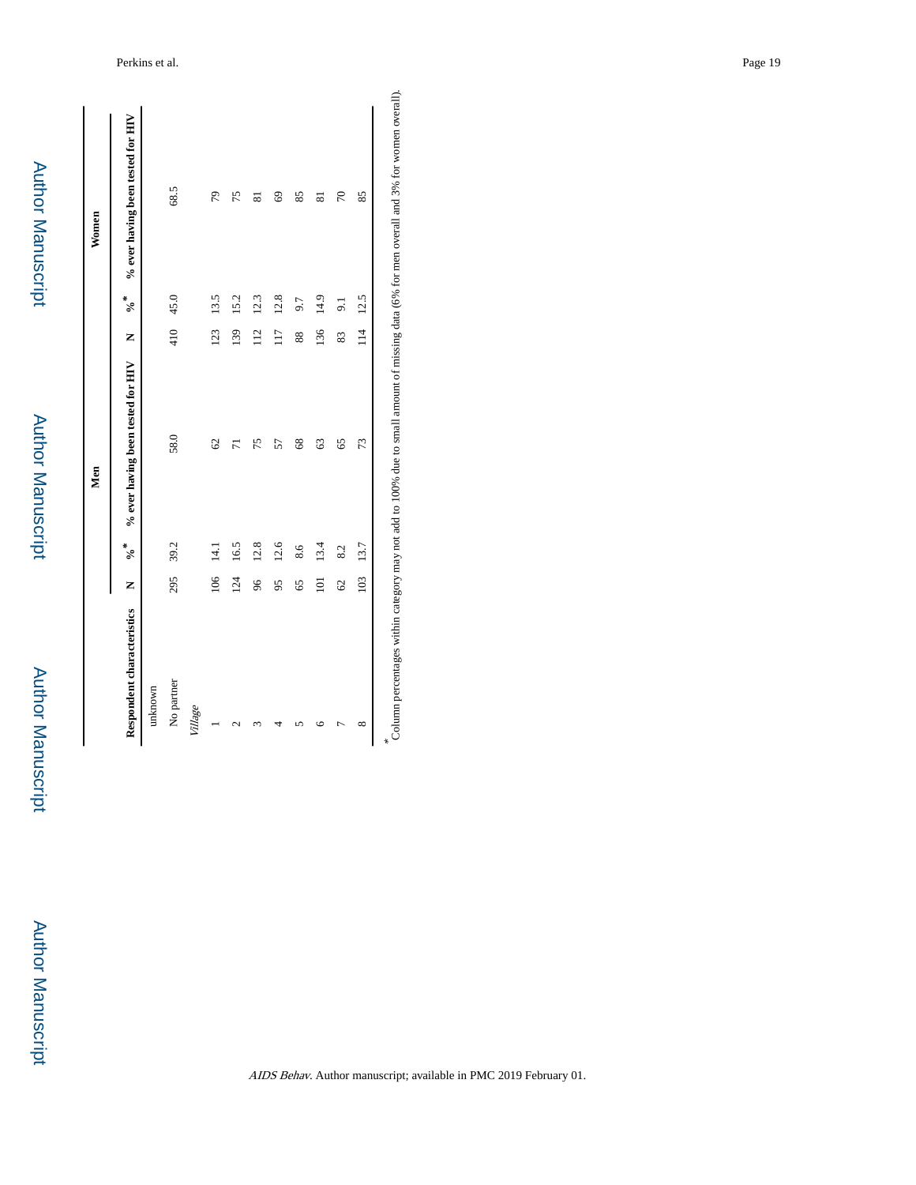| Respondent characteristics | Men | | | Women | | |
|---|---|---|---|---|---|---|
| | N | %* | % ever having been tested for HIV | N | %* | % ever having been tested for HIV |
| unknown | | | | | | |
| No partner | 295 | 39.2 | 58.0 | 410 | 45.0 | 68.5 |
| *Village* | | | | | | |
| 1 | 106 | 14.1 | 62 | 123 | 13.5 | 79 |
| 2 | 124 | 16.5 | 71 | 139 | 15.2 | 75 |
| 3 | 96 | 12.8 | 75 | 112 | 12.3 | 81 |
| 4 | 95 | 12.6 | 57 | 117 | 12.8 | 69 |
| 5 | 65 | 8.6 | 68 | 88 | 9.7 | 85 |
| 6 | 101 | 13.4 | 63 | 136 | 14.9 | 81 |
| 7 | 62 | 8.2 | 65 | 83 | 9.1 | 70 |
| 8 | 103 | 13.7 | 73 | 114 | 12.5 | 85 |

*Column percentages within category may not add to 100% due to small amount of missing data (6% for men overall and 3% for women overall).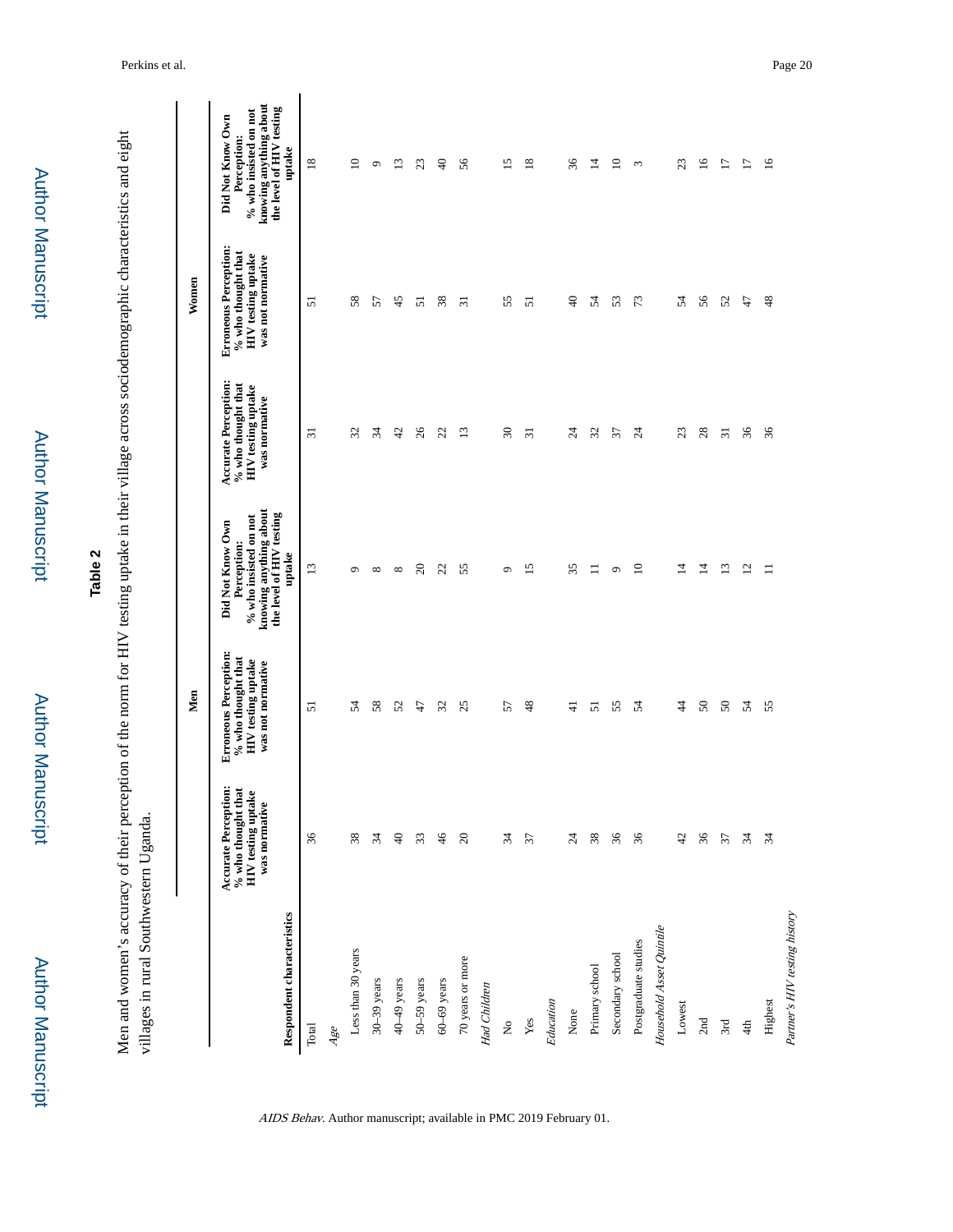## Table 2

Men and women's accuracy of their perception of the norm for HIV testing uptake in their village across sociodemographic characteristics and eight villages in rural Southwestern Uganda.

| Respondent characteristics | Men | | | Women | | |
|---|---|---|---|---|---|---|
| | **Accurate Perception: % who thought that HIV testing uptake was normative** | **Erroneous Perception: % who thought that HIV testing uptake was not normative** | **Did Not Know Own Perception: % who insisted on not knowing anything about the level of HIV testing uptake** | **Accurate Perception: % who thought that HIV testing uptake was normative** | **Erroneous Perception: % who thought that HIV testing uptake was not normative** | **Did Not Know Own Perception: % who insisted on not knowing anything about the level of HIV testing uptake** |
| Total | 36 | 51 | 13 | 31 | 51 | 18 |
| *Age* | | | | | | |
| Less than 30 years | 38 | 54 | 9 | 32 | 58 | 10 |
| 30–39 years | 34 | 58 | 8 | 34 | 57 | 9 |
| 40–49 years | 40 | 52 | 8 | 42 | 45 | 13 |
| 50–59 years | 33 | 47 | 20 | 26 | 51 | 23 |
| 60–69 years | 46 | 32 | 22 | 22 | 38 | 40 |
| 70 years or more | 20 | 25 | 55 | 13 | 31 | 56 |
| *Had Children* | | | | | | |
| No | 34 | 57 | 9 | 30 | 55 | 15 |
| Yes | 37 | 48 | 15 | 31 | 51 | 18 |
| *Education* | | | | | | |
| None | 24 | 41 | 35 | 24 | 40 | 36 |
| Primary school | 38 | 51 | 11 | 32 | 54 | 14 |
| Secondary school | 36 | 55 | 9 | 37 | 53 | 10 |
| Postgraduate studies | 36 | 54 | 10 | 24 | 73 | 3 |
| *Household Asset Quintile* | | | | | | |
| Lowest | 42 | 44 | 14 | 23 | 54 | 23 |
| 2nd | 36 | 50 | 14 | 28 | 56 | 16 |
| 3rd | 37 | 50 | 13 | 31 | 52 | 17 |
| 4th | 34 | 54 | 12 | 36 | 47 | 17 |
| Highest | 34 | 55 | 11 | 36 | 48 | 16 |
| *Partner's HIV testing history* | | | | | | |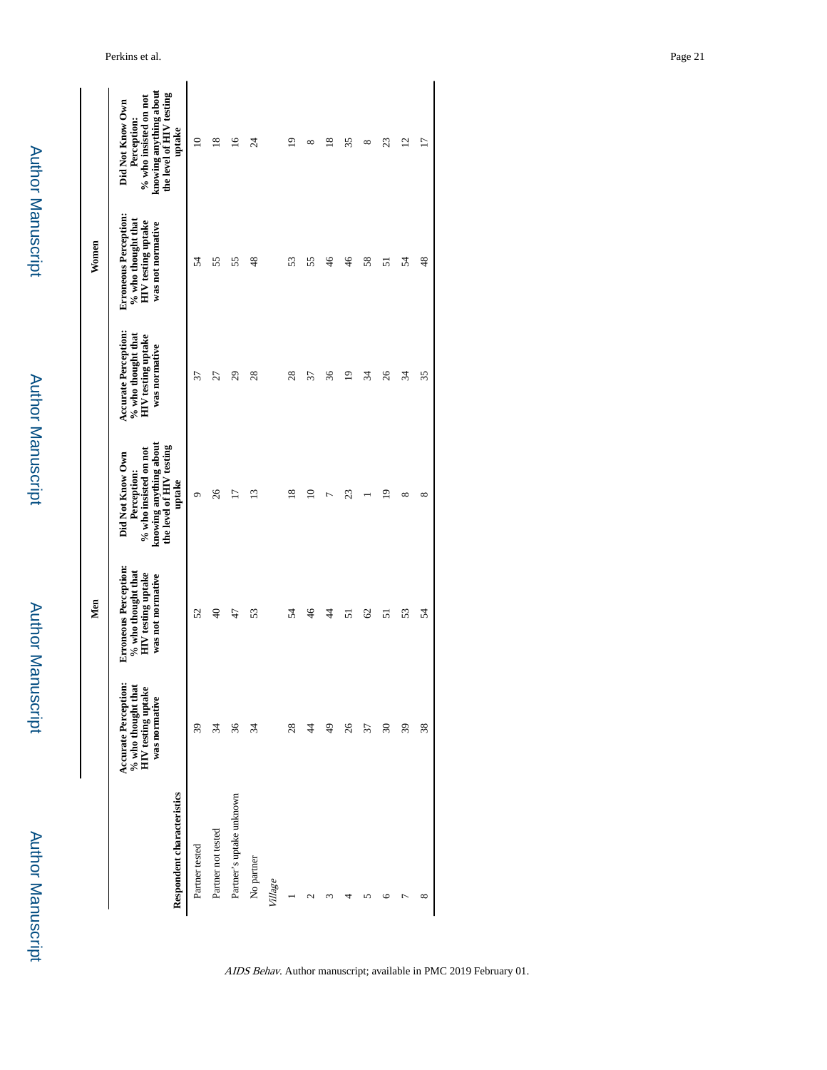| Respondent characteristics | Men | | | Women | | |
|---|---|---|---|---|---|---|
| | **Accurate Perception: % who thought that HIV testing uptake was normative** | **Erroneous Perception: % who thought that HIV testing uptake was not normative** | **Did Not Know Own Perception: % who insisted on not knowing anything about the level of HIV testing uptake** | **Accurate Perception: % who thought that HIV testing uptake was normative** | **Erroneous Perception: % who thought that HIV testing uptake was not normative** | **Did Not Know Own Perception: % who insisted on not knowing anything about the level of HIV testing uptake** |
| Partner tested | 39 | 52 | 9 | 37 | 54 | 10 |
| Partner not tested | 34 | 40 | 26 | 27 | 55 | 18 |
| Partner's uptake unknown | 36 | 47 | 17 | 29 | 55 | 16 |
| No partner | 34 | 53 | 13 | 28 | 48 | 24 |
| *Village* | | | | | | |
| 1 | 28 | 54 | 18 | 28 | 53 | 19 |
| 2 | 44 | 46 | 10 | 37 | 55 | 8 |
| 3 | 49 | 44 | 7 | 36 | 46 | 18 |
| 4 | 26 | 51 | 23 | 19 | 46 | 35 |
| 5 | 37 | 62 | 1 | 34 | 58 | 8 |
| 6 | 30 | 51 | 19 | 26 | 51 | 23 |
| 7 | 39 | 53 | 8 | 34 | 54 | 12 |
| 8 | 38 | 54 | 8 | 35 | 48 | 17 |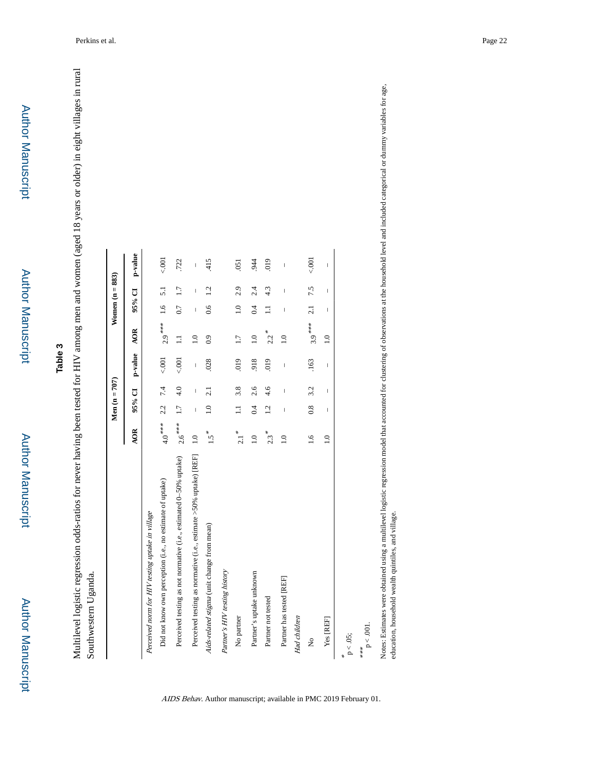## Table 3

Multilevel logistic regression odds-ratios for never having been tested for HIV among men and women (aged 18 years or older) in eight villages in rural Southwestern Uganda.

| | Men (n = 707) | | | | Women (n = 883) | | | |
|---|---|---|---|---|---|---|---|---|
| | AOR | 95% CI | | p-value | AOR | 95% CI | | p-value |
| *Perceived norm for HIV testing uptake in village* | | | | | | | | |
| Did not know own perception (i.e., no estimate of uptake) | 4.0*** | 2.2 | 7.4 | <.001 | 2.9*** | 1.6 | 5.1 | <.001 |
| Perceived testing as not normative (i.e., estimated 0–50% uptake) | 2.6*** | 1.7 | 4.0 | <.001 | 1.1 | 0.7 | 1.7 | .722 |
| Perceived testing as normative (i.e., estimate >50% uptake) [REF] | 1.0 | – | – | – | 1.0 | – | – | – |
| *Aids-related stigma* (unit change from mean) | 1.5* | 1.0 | 2.1 | .028 | 0.9 | 0.6 | 1.2 | .415 |
| *Partner's HIV testing history* | | | | | | | | |
| No partner | 2.1* | 1.1 | 3.8 | .019 | 1.7 | 1.0 | 2.9 | .051 |
| Partner's uptake unknown | 1.0 | 0.4 | 2.6 | .918 | 1.0 | 0.4 | 2.4 | .944 |
| Partner not tested | 2.3* | 1.2 | 4.6 | .019 | 2.2* | 1.1 | 4.3 | .019 |
| Partner has tested [REF] | 1.0 | – | – | – | 1.0 | – | – | – |
| *Had children* | | | | | | | | |
| No | 1.6 | 0.8 | 3.2 | .163 | 3.9*** | 2.1 | 7.5 | <.001 |
| Yes [REF] | 1.0 | – | – | – | 1.0 | – | – | – |

\* p < .05;

\*\*\* p < .001.

Notes: Estimates were obtained using a multilevel logistic regression model that accounted for clustering of observations at the household level and included categorical or dummy variables for age, education, household wealth quintiles, and village.